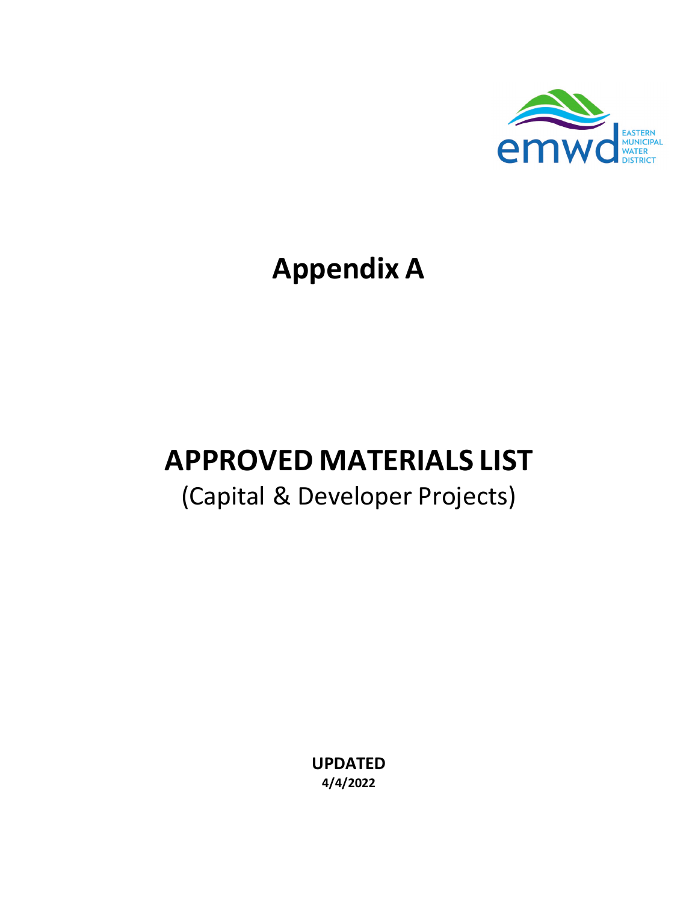EASTERN MUNICIPAL WATER DISTRICT

# Appendix A

# APPROVED MATERIALS LIST

(Capital & Developer Projects)

**UPDATED**
**4/4/2022**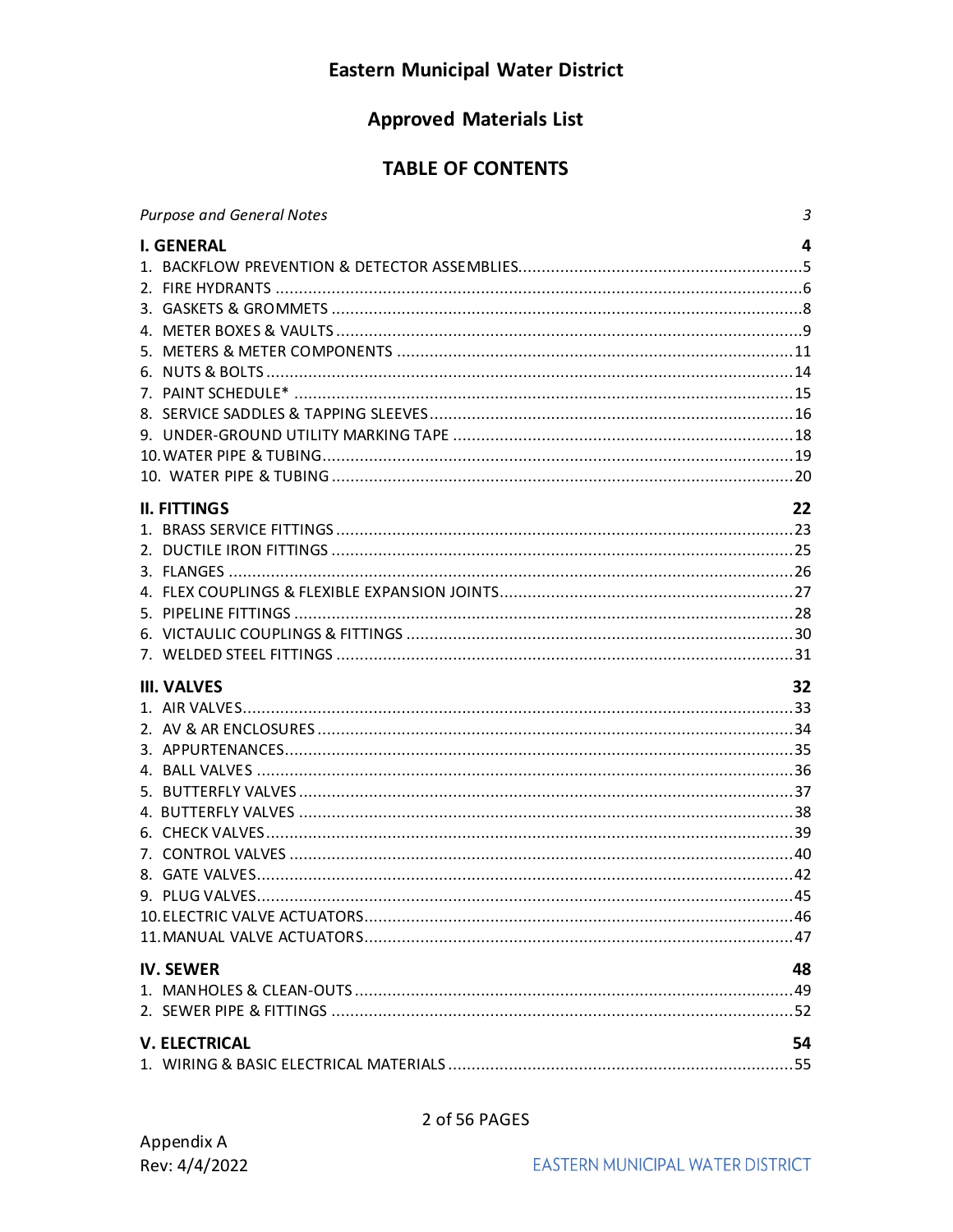# Eastern Municipal Water District

## Approved Materials List

## TABLE OF CONTENTS

*Purpose and General Notes* 3

**I. GENERAL** **4**

1. BACKFLOW PREVENTION & DETECTOR ASSEMBLIES....5
2. FIRE HYDRANTS....6
3. GASKETS & GROMMETS....8
4. METER BOXES & VAULTS....9
5. METERS & METER COMPONENTS....11
6. NUTS & BOLTS....14
7. PAINT SCHEDULE*....15
8. SERVICE SADDLES & TAPPING SLEEVES....16
9. UNDER-GROUND UTILITY MARKING TAPE....18
10. WATER PIPE & TUBING....19
10. WATER PIPE & TUBING....20

**II. FITTINGS** **22**

1. BRASS SERVICE FITTINGS....23
2. DUCTILE IRON FITTINGS....25
3. FLANGES....26
4. FLEX COUPLINGS & FLEXIBLE EXPANSION JOINTS....27
5. PIPELINE FITTINGS....28
6. VICTAULIC COUPLINGS & FITTINGS....30
7. WELDED STEEL FITTINGS....31

**III. VALVES** **32**

1. AIR VALVES....33
2. AV & AR ENCLOSURES....34
3. APPURTENANCES....35
4. BALL VALVES....36
5. BUTTERFLY VALVES....37
4. BUTTERFLY VALVES....38
6. CHECK VALVES....39
7. CONTROL VALVES....40
8. GATE VALVES....42
9. PLUG VALVES....45
10. ELECTRIC VALVE ACTUATORS....46
11. MANUAL VALVE ACTUATORS....47

**IV. SEWER** **48**

1. MANHOLES & CLEAN-OUTS....49
2. SEWER PIPE & FITTINGS....52

**V. ELECTRICAL** **54**

1. WIRING & BASIC ELECTRICAL MATERIALS....55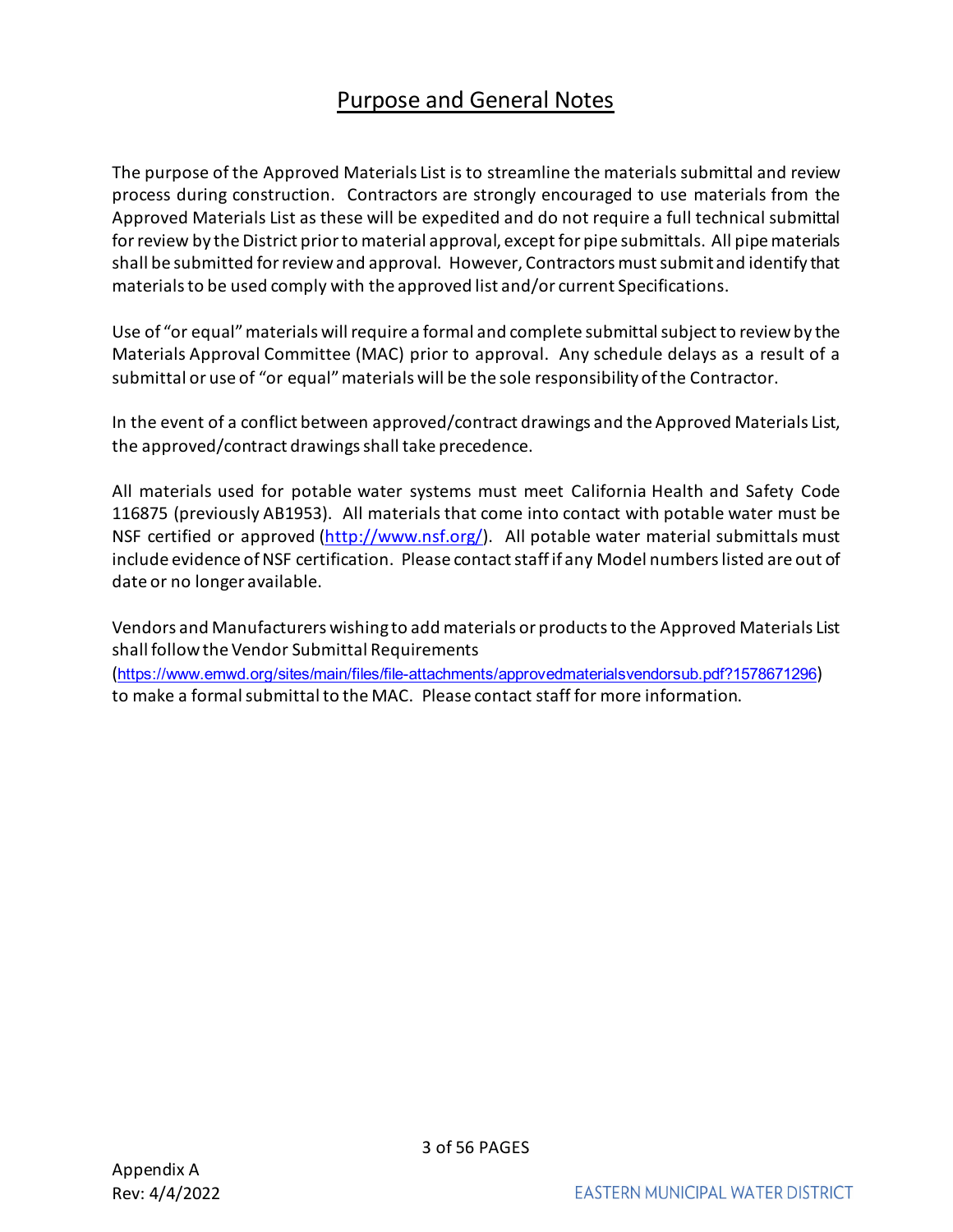# Purpose and General Notes

The purpose of the Approved Materials List is to streamline the materials submittal and review process during construction. Contractors are strongly encouraged to use materials from the Approved Materials List as these will be expedited and do not require a full technical submittal for review by the District prior to material approval, except for pipe submittals. All pipe materials shall be submitted for review and approval. However, Contractors must submit and identify that materials to be used comply with the approved list and/or current Specifications.

Use of "or equal" materials will require a formal and complete submittal subject to review by the Materials Approval Committee (MAC) prior to approval. Any schedule delays as a result of a submittal or use of "or equal" materials will be the sole responsibility of the Contractor.

In the event of a conflict between approved/contract drawings and the Approved Materials List, the approved/contract drawings shall take precedence.

All materials used for potable water systems must meet California Health and Safety Code 116875 (previously AB1953). All materials that come into contact with potable water must be NSF certified or approved (http://www.nsf.org/). All potable water material submittals must include evidence of NSF certification. Please contact staff if any Model numbers listed are out of date or no longer available.

Vendors and Manufacturers wishing to add materials or products to the Approved Materials List shall follow the Vendor Submittal Requirements (https://www.emwd.org/sites/main/files/file-attachments/approvedmaterialsvendorsub.pdf?1578671296) to make a formal submittal to the MAC. Please contact staff for more information.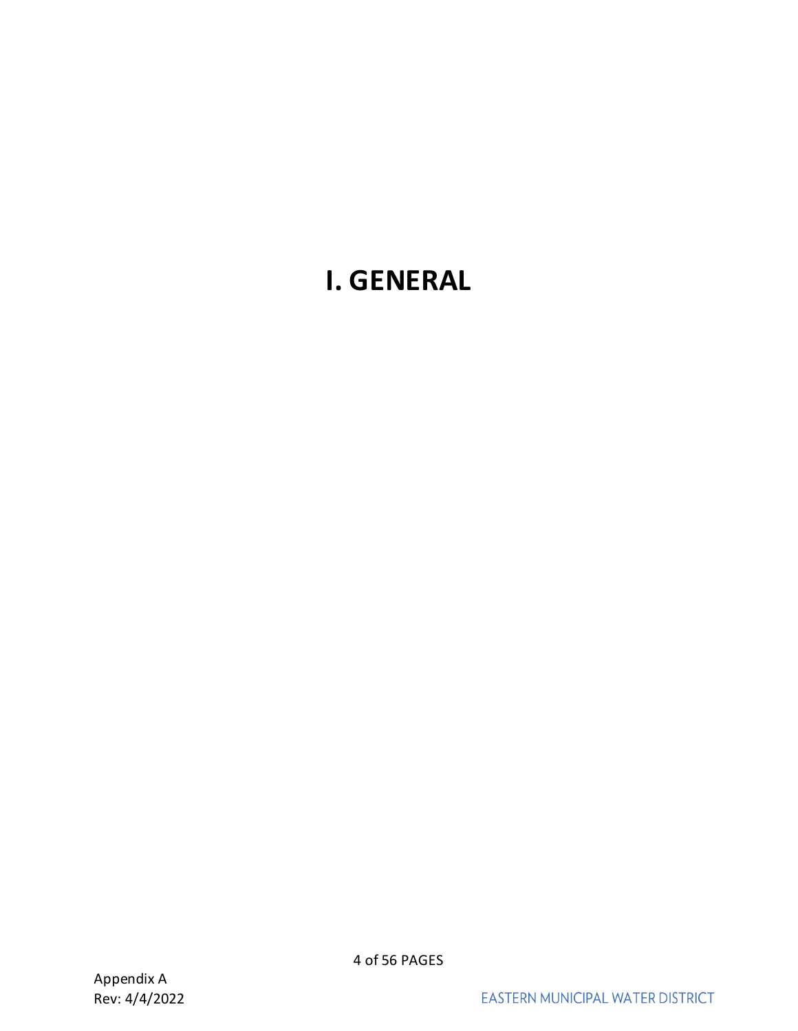# I. GENERAL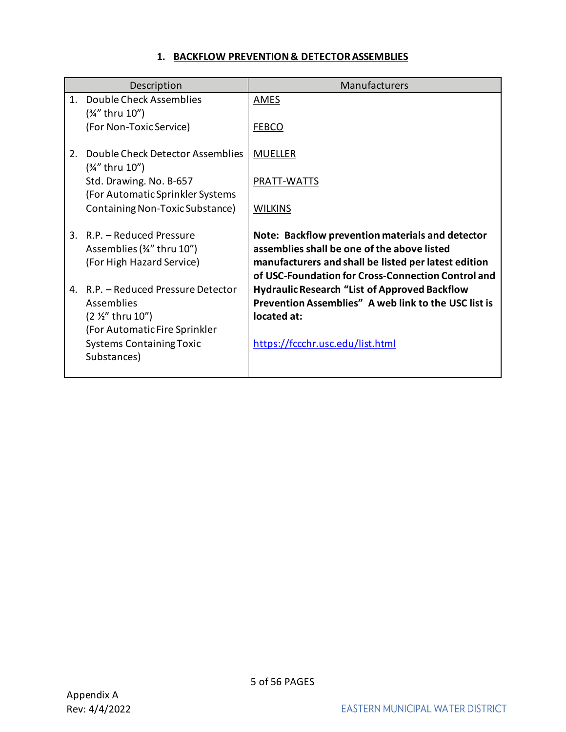## 1. BACKFLOW PREVENTION & DETECTOR ASSEMBLIES

| Description | Manufacturers |
| --- | --- |
| 1. Double Check Assemblies (¾" thru 10") (For Non-Toxic Service)<br><br>2. Double Check Detector Assemblies (¾" thru 10") Std. Drawing. No. B-657 (For Automatic Sprinkler Systems Containing Non-Toxic Substance)<br><br>3. R.P. – Reduced Pressure Assemblies (¾" thru 10") (For High Hazard Service)<br><br>4. R.P. – Reduced Pressure Detector Assemblies (2 ½" thru 10") (For Automatic Fire Sprinkler Systems Containing Toxic Substances) | AMES<br><br>FEBCO<br><br>MUELLER<br><br>PRATT-WATTS<br><br>WILKINS<br><br>**Note: Backflow prevention materials and detector assemblies shall be one of the above listed manufacturers and shall be listed per latest edition of USC-Foundation for Cross-Connection Control and Hydraulic Research "List of Approved Backflow Prevention Assemblies" A web link to the USC list is located at:**<br><br>https://fccchr.usc.edu/list.html |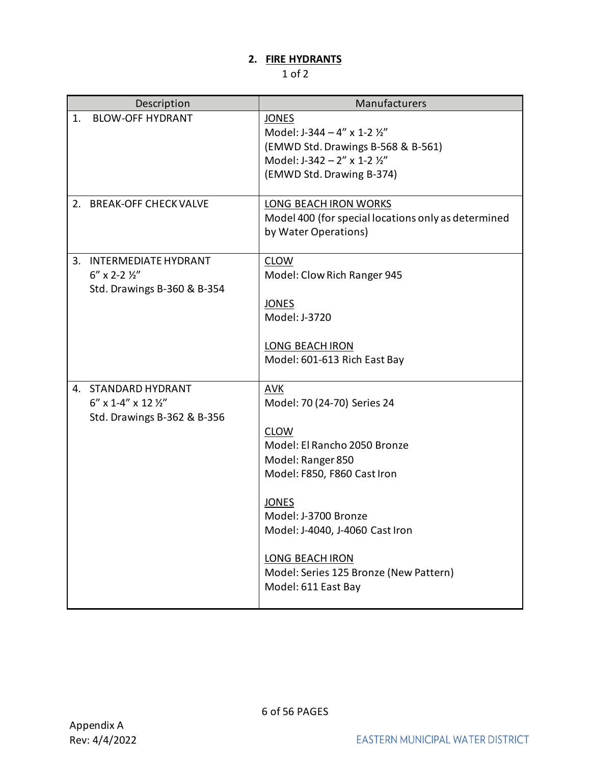## 2. FIRE HYDRANTS

1 of 2

| Description | Manufacturers |
|---|---|
| 1. BLOW-OFF HYDRANT | JONES<br>Model: J-344 – 4" x 1-2 ½"<br>(EMWD Std. Drawings B-568 & B-561)<br>Model: J-342 – 2" x 1-2 ½"<br>(EMWD Std. Drawing B-374) |
| 2. BREAK-OFF CHECK VALVE | LONG BEACH IRON WORKS<br>Model 400 (for special locations only as determined by Water Operations) |
| 3. INTERMEDIATE HYDRANT<br>6" x 2-2 ½"<br>Std. Drawings B-360 & B-354 | CLOW<br>Model: Clow Rich Ranger 945<br><br>JONES<br>Model: J-3720<br><br>LONG BEACH IRON<br>Model: 601-613 Rich East Bay |
| 4. STANDARD HYDRANT<br>6" x 1-4" x 12 ½"<br>Std. Drawings B-362 & B-356 | AVK<br>Model: 70 (24-70) Series 24<br><br>CLOW<br>Model: El Rancho 2050 Bronze<br>Model: Ranger 850<br>Model: F850, F860 Cast Iron<br><br>JONES<br>Model: J-3700 Bronze<br>Model: J-4040, J-4060 Cast Iron<br><br>LONG BEACH IRON<br>Model: Series 125 Bronze (New Pattern)<br>Model: 611 East Bay |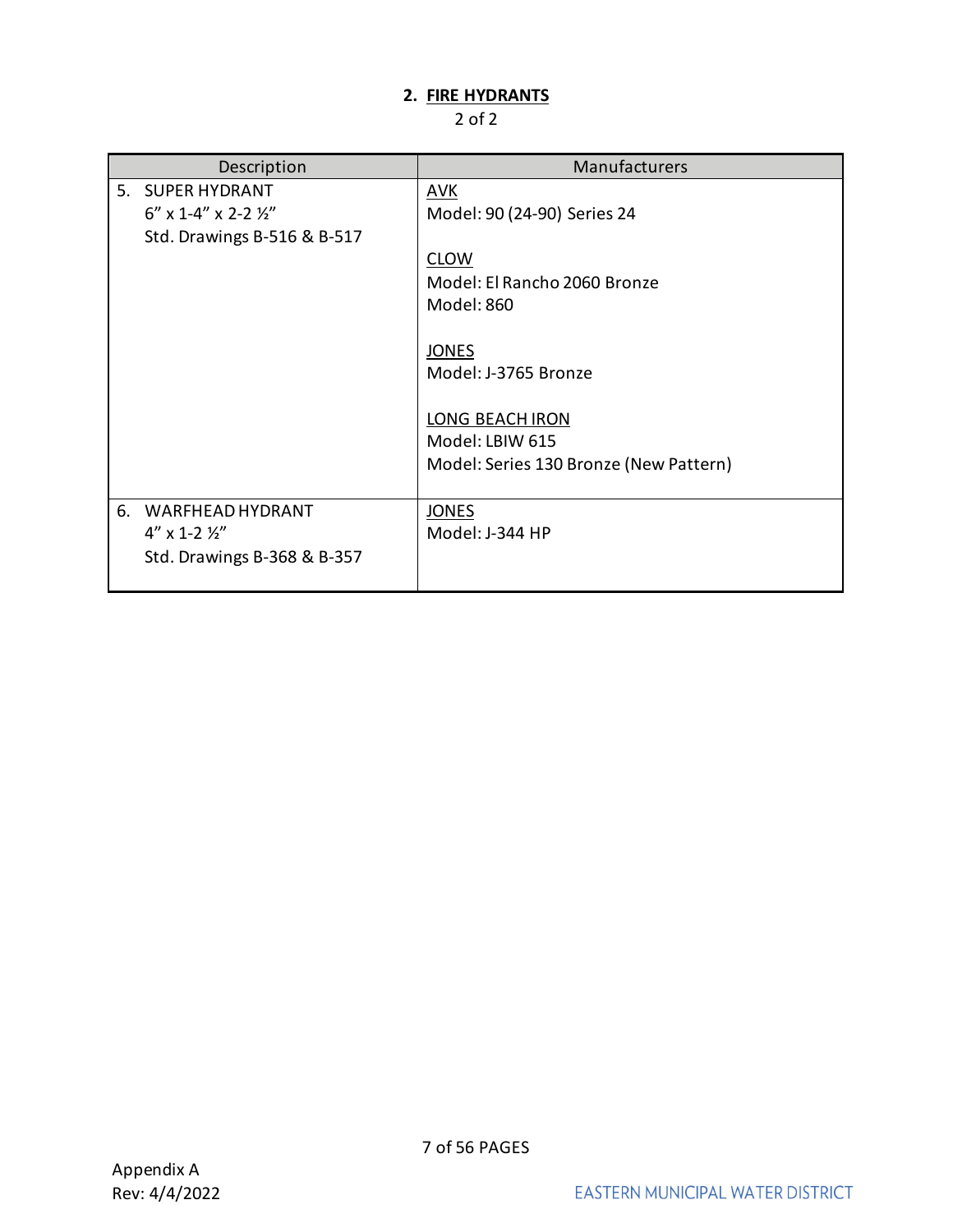## 2. FIRE HYDRANTS

2 of 2

| Description | Manufacturers |
|---|---|
| 5. SUPER HYDRANT<br>6" x 1-4" x 2-2 ½"<br>Std. Drawings B-516 & B-517 | <u>AVK</u><br>Model: 90 (24-90) Series 24<br><br><u>CLOW</u><br>Model: El Rancho 2060 Bronze<br>Model: 860<br><br><u>JONES</u><br>Model: J-3765 Bronze<br><br><u>LONG BEACH IRON</u><br>Model: LBIW 615<br>Model: Series 130 Bronze (New Pattern) |
| 6. WARFHEAD HYDRANT<br>4" x 1-2 ½"<br>Std. Drawings B-368 & B-357 | <u>JONES</u><br>Model: J-344 HP |

Appendix A
Rev: 4/4/2022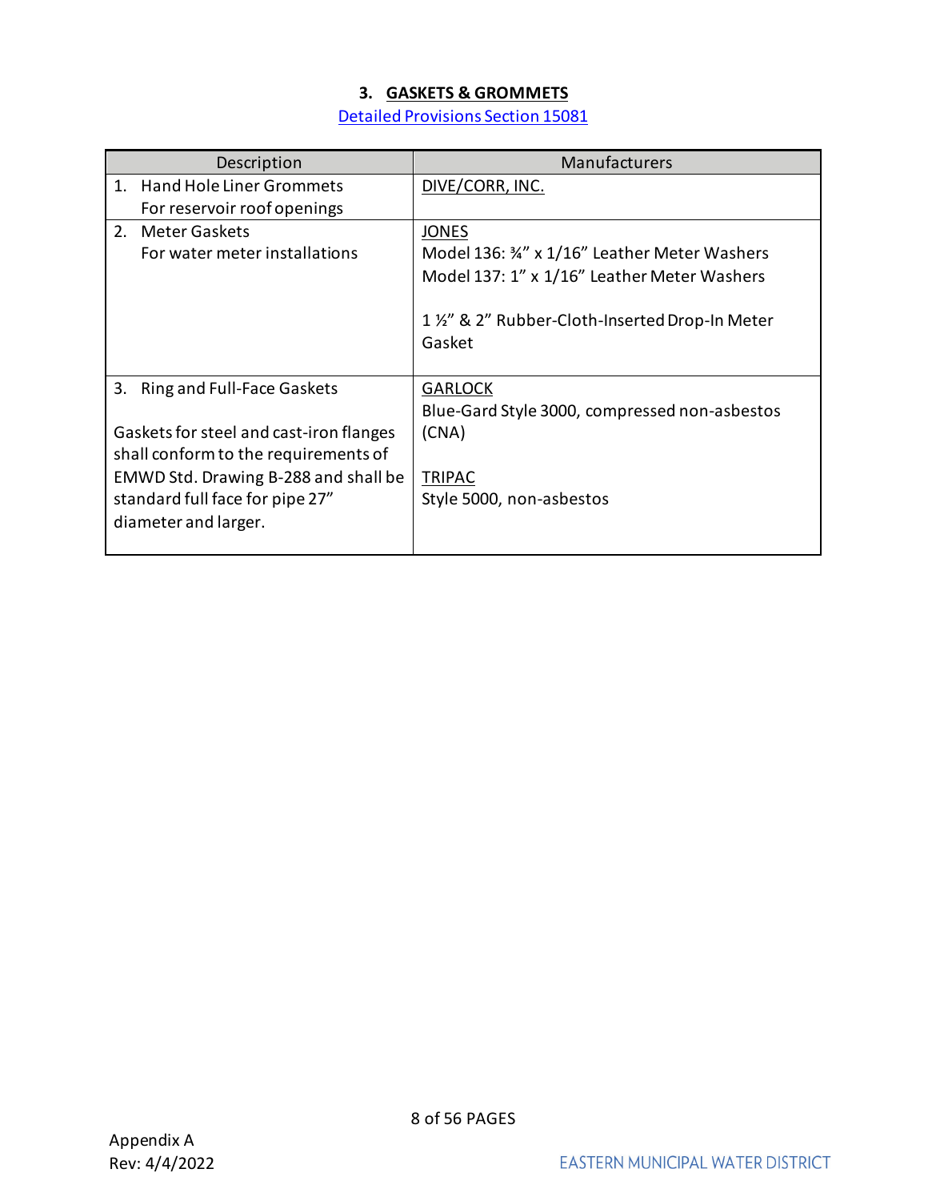### 3. GASKETS & GROMMETS

[Detailed Provisions Section 15081]

| Description | Manufacturers |
|---|---|
| 1. Hand Hole Liner Grommets<br>For reservoir roof openings | DIVE/CORR, INC. |
| 2. Meter Gaskets<br>For water meter installations | JONES<br>Model 136: ¾" x 1/16" Leather Meter Washers<br>Model 137: 1" x 1/16" Leather Meter Washers<br><br>1 ½" & 2" Rubber-Cloth-Inserted Drop-In Meter Gasket |
| 3. Ring and Full-Face Gaskets<br><br>Gaskets for steel and cast-iron flanges shall conform to the requirements of EMWD Std. Drawing B-288 and shall be standard full face for pipe 27" diameter and larger. | GARLOCK<br>Blue-Gard Style 3000, compressed non-asbestos (CNA)<br><br>TRIPAC<br>Style 5000, non-asbestos |

Appendix A
Rev: 4/4/2022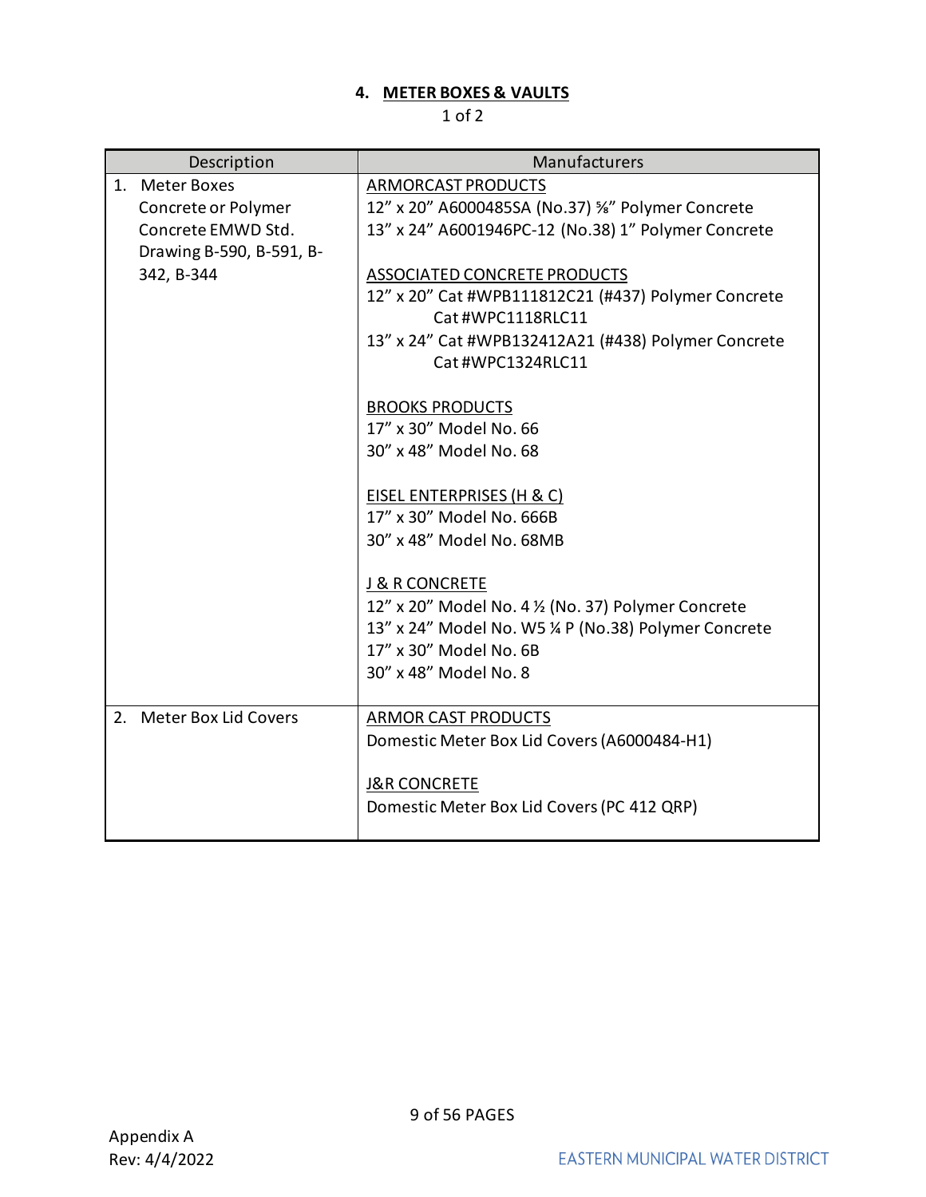## 4. METER BOXES & VAULTS

1 of 2

| Description | Manufacturers |
|---|---|
| 1. Meter Boxes Concrete or Polymer Concrete EMWD Std. Drawing B-590, B-591, B-342, B-344 | ARMORCAST PRODUCTS<br>12" x 20" A6000485SA (No.37) ⅝" Polymer Concrete<br>13" x 24" A6001946PC-12 (No.38) 1" Polymer Concrete<br><br>ASSOCIATED CONCRETE PRODUCTS<br>12" x 20" Cat #WPB111812C21 (#437) Polymer Concrete Cat #WPC1118RLC11<br>13" x 24" Cat #WPB132412A21 (#438) Polymer Concrete Cat #WPC1324RLC11<br><br>BROOKS PRODUCTS<br>17" x 30" Model No. 66<br>30" x 48" Model No. 68<br><br>EISEL ENTERPRISES (H & C)<br>17" x 30" Model No. 666B<br>30" x 48" Model No. 68MB<br><br>J & R CONCRETE<br>12" x 20" Model No. 4 ½ (No. 37) Polymer Concrete<br>13" x 24" Model No. W5 ¼ P (No.38) Polymer Concrete<br>17" x 30" Model No. 6B<br>30" x 48" Model No. 8 |
| 2. Meter Box Lid Covers | ARMOR CAST PRODUCTS<br>Domestic Meter Box Lid Covers (A6000484-H1)<br><br>J&R CONCRETE<br>Domestic Meter Box Lid Covers (PC 412 QRP) |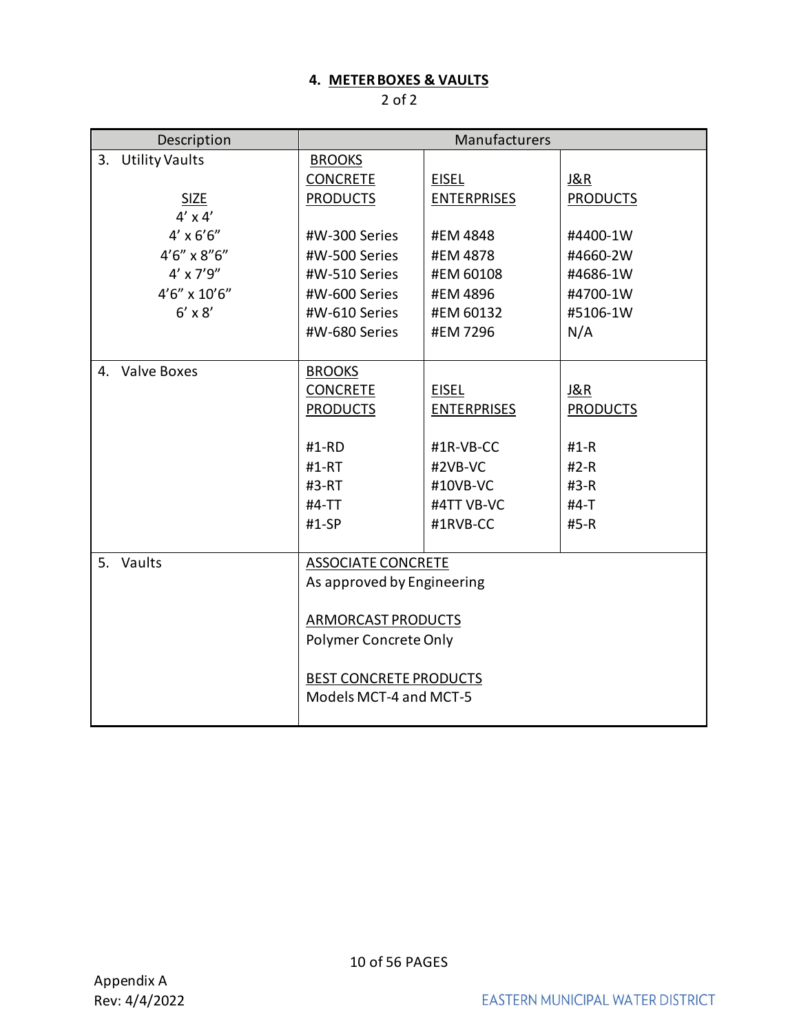## 4. METER BOXES & VAULTS

2 of 2

| Description | Manufacturers | | |
|---|---|---|---|
| 3. Utility Vaults | BROOKS CONCRETE PRODUCTS | EISEL ENTERPRISES | J&R PRODUCTS |
| SIZE | | | |
| 4' x 4' | #W-300 Series | #EM 4848 | #4400-1W |
| 4' x 6'6" | #W-500 Series | #EM 4878 | #4660-2W |
| 4'6" x 8"6" | #W-510 Series | #EM 60108 | #4686-1W |
| 4' x 7'9" | #W-600 Series | #EM 4896 | #4700-1W |
| 4'6" x 10'6" | #W-610 Series | #EM 60132 | #5106-1W |
| 6' x 8' | #W-680 Series | #EM 7296 | N/A |
| 4. Valve Boxes | BROOKS CONCRETE PRODUCTS | EISEL ENTERPRISES | J&R PRODUCTS |
| | #1-RD | #1R-VB-CC | #1-R |
| | #1-RT | #2VB-VC | #2-R |
| | #3-RT | #10VB-VC | #3-R |
| | #4-TT | #4TT VB-VC | #4-T |
| | #1-SP | #1RVB-CC | #5-R |
| 5. Vaults | ASSOCIATE CONCRETE<br>As approved by Engineering<br><br>ARMORCAST PRODUCTS<br>Polymer Concrete Only<br><br>BEST CONCRETE PRODUCTS<br>Models MCT-4 and MCT-5 | | |

Appendix A
Rev: 4/4/2022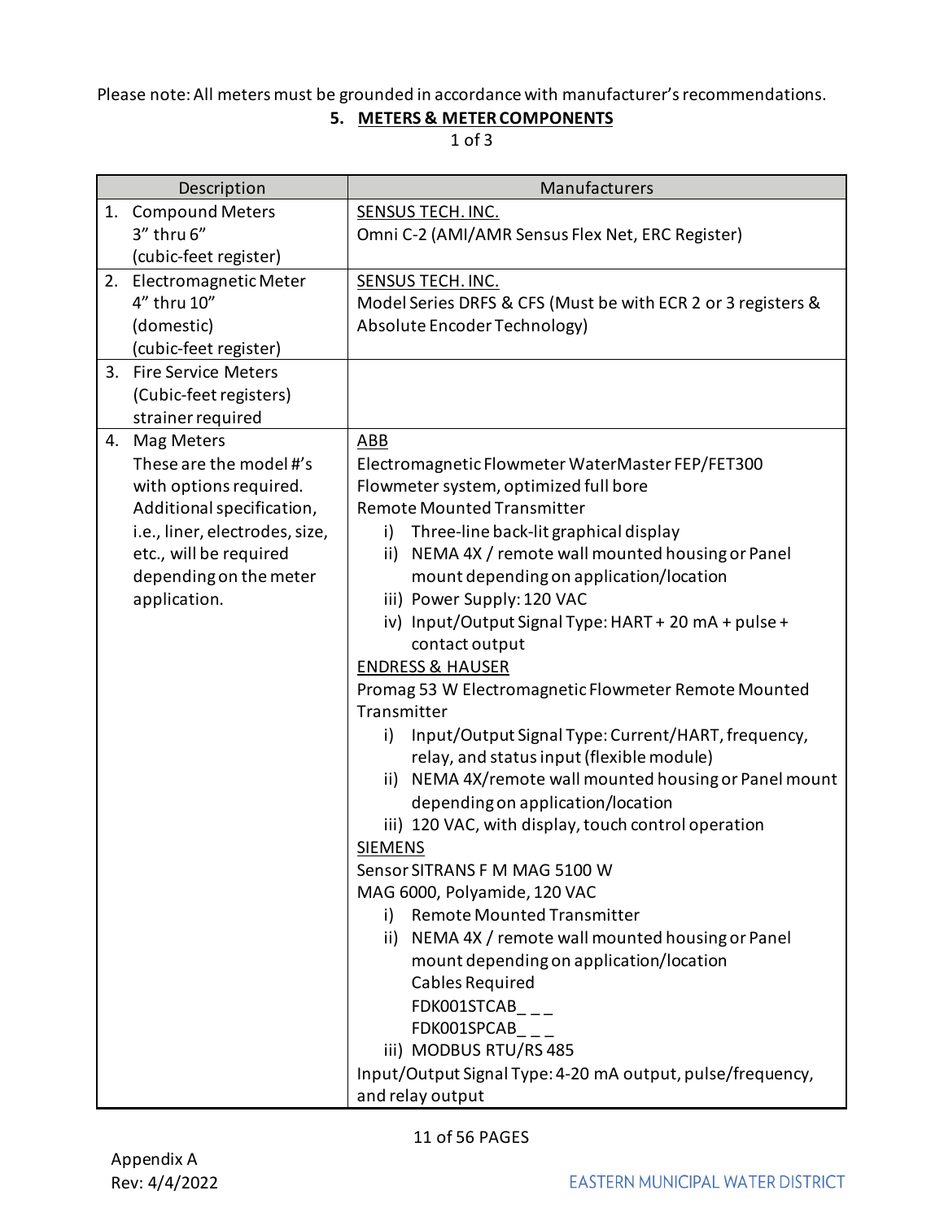Please note: All meters must be grounded in accordance with manufacturer's recommendations.

## 5. METERS & METER COMPONENTS

1 of 3

| Description | Manufacturers |
|---|---|
| 1. Compound Meters<br>3" thru 6"<br>(cubic-feet register) | SENSUS TECH. INC.<br>Omni C-2 (AMI/AMR Sensus Flex Net, ERC Register) |
| 2. Electromagnetic Meter<br>4" thru 10"<br>(domestic)<br>(cubic-feet register) | SENSUS TECH. INC.<br>Model Series DRFS & CFS (Must be with ECR 2 or 3 registers & Absolute Encoder Technology) |
| 3. Fire Service Meters<br>(Cubic-feet registers)<br>strainer required | |
| 4. Mag Meters<br>These are the model #'s with options required. Additional specification, i.e., liner, electrodes, size, etc., will be required depending on the meter application. | ABB<br>Electromagnetic Flowmeter WaterMaster FEP/FET300<br>Flowmeter system, optimized full bore<br>Remote Mounted Transmitter<br>i) Three-line back-lit graphical display<br>ii) NEMA 4X / remote wall mounted housing or Panel mount depending on application/location<br>iii) Power Supply: 120 VAC<br>iv) Input/Output Signal Type: HART + 20 mA + pulse + contact output<br>ENDRESS & HAUSER<br>Promag 53 W Electromagnetic Flowmeter Remote Mounted Transmitter<br>i) Input/Output Signal Type: Current/HART, frequency, relay, and status input (flexible module)<br>ii) NEMA 4X/remote wall mounted housing or Panel mount depending on application/location<br>iii) 120 VAC, with display, touch control operation<br>SIEMENS<br>Sensor SITRANS F M MAG 5100 W<br>MAG 6000, Polyamide, 120 VAC<br>i) Remote Mounted Transmitter<br>ii) NEMA 4X / remote wall mounted housing or Panel mount depending on application/location<br>Cables Required<br>FDK001STCAB_ _ _<br>FDK001SPCAB_ _ _<br>iii) MODBUS RTU/RS 485<br>Input/Output Signal Type: 4-20 mA output, pulse/frequency, and relay output |

Appendix A
Rev: 4/4/2022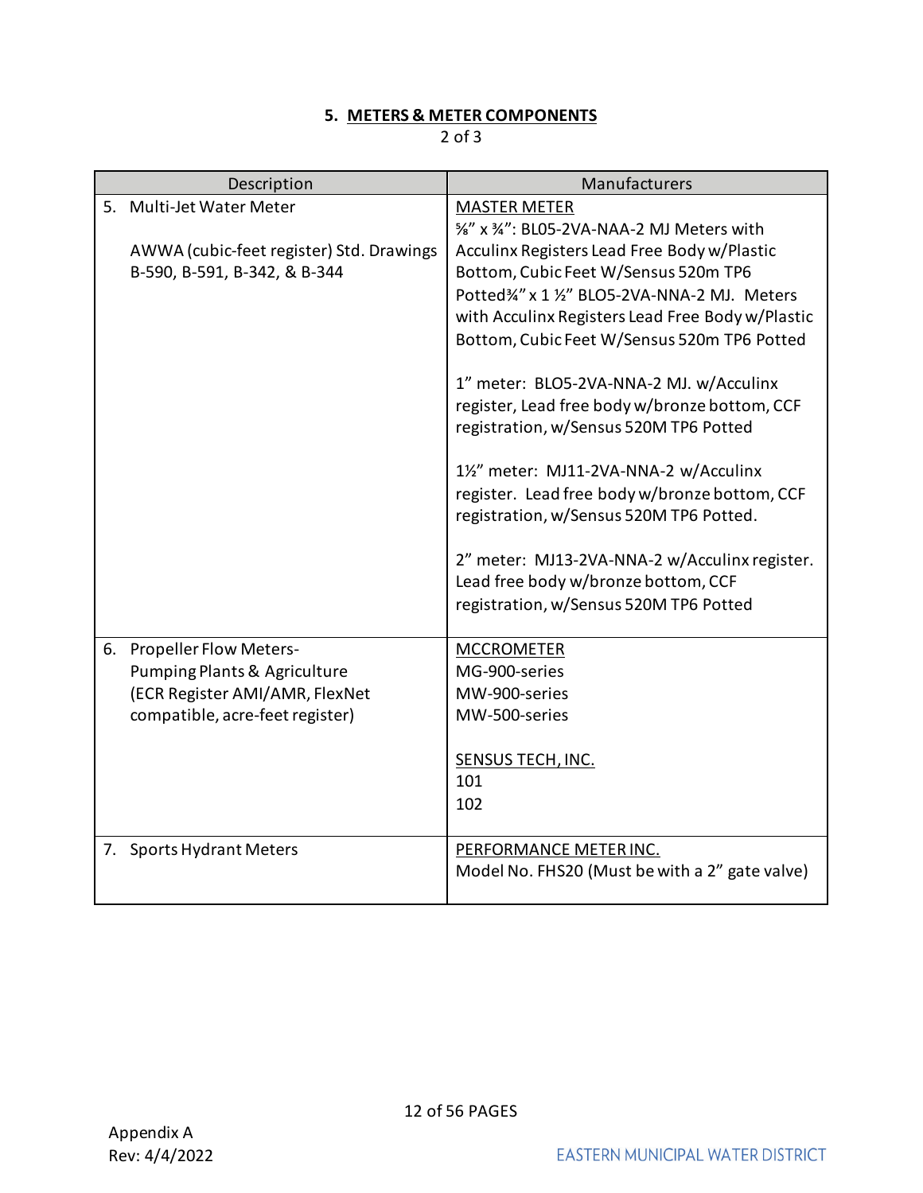## 5. METERS & METER COMPONENTS

2 of 3

| Description | Manufacturers |
|---|---|
| 5. Multi-Jet Water Meter<br><br>AWWA (cubic-feet register) Std. Drawings B-590, B-591, B-342, & B-344 | MASTER METER<br>⅝" x ¾": BL05-2VA-NAA-2 MJ Meters with Acculinx Registers Lead Free Body w/Plastic Bottom, Cubic Feet W/Sensus 520m TP6 Potted¾" x 1 ½" BLO5-2VA-NNA-2 MJ. Meters with Acculinx Registers Lead Free Body w/Plastic Bottom, Cubic Feet W/Sensus 520m TP6 Potted<br><br>1" meter: BLO5-2VA-NNA-2 MJ. w/Acculinx register, Lead free body w/bronze bottom, CCF registration, w/Sensus 520M TP6 Potted<br><br>1½" meter: MJ11-2VA-NNA-2 w/Acculinx register. Lead free body w/bronze bottom, CCF registration, w/Sensus 520M TP6 Potted.<br><br>2" meter: MJ13-2VA-NNA-2 w/Acculinx register. Lead free body w/bronze bottom, CCF registration, w/Sensus 520M TP6 Potted |
| 6. Propeller Flow Meters-<br>Pumping Plants & Agriculture<br>(ECR Register AMI/AMR, FlexNet compatible, acre-feet register) | MCCROMETER<br>MG-900-series<br>MW-900-series<br>MW-500-series<br><br>SENSUS TECH, INC.<br>101<br>102 |
| 7. Sports Hydrant Meters | PERFORMANCE METER INC.<br>Model No. FHS20 (Must be with a 2" gate valve) |

Appendix A
Rev: 4/4/2022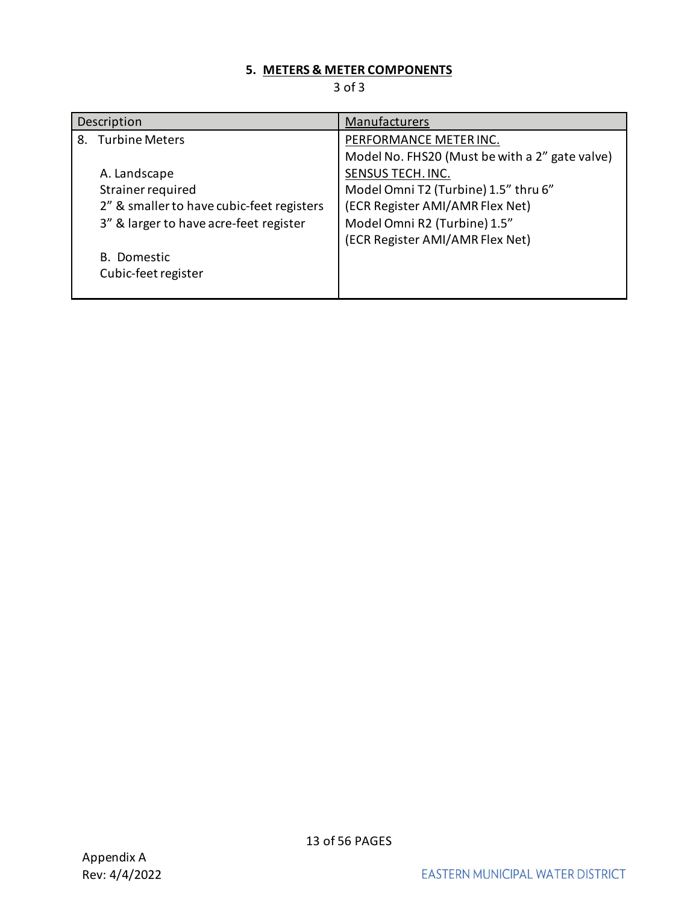## 5. METERS & METER COMPONENTS

3 of 3

| Description | Manufacturers |
| --- | --- |
| 8. Turbine Meters<br><br>A. Landscape<br>Strainer required<br>2" & smaller to have cubic-feet registers<br>3" & larger to have acre-feet register<br><br>B. Domestic<br>Cubic-feet register | PERFORMANCE METER INC.<br>Model No. FHS20 (Must be with a 2" gate valve)<br>SENSUS TECH. INC.<br>Model Omni T2 (Turbine) 1.5" thru 6"<br>(ECR Register AMI/AMR Flex Net)<br>Model Omni R2 (Turbine) 1.5"<br>(ECR Register AMI/AMR Flex Net) |

Appendix A
Rev: 4/4/2022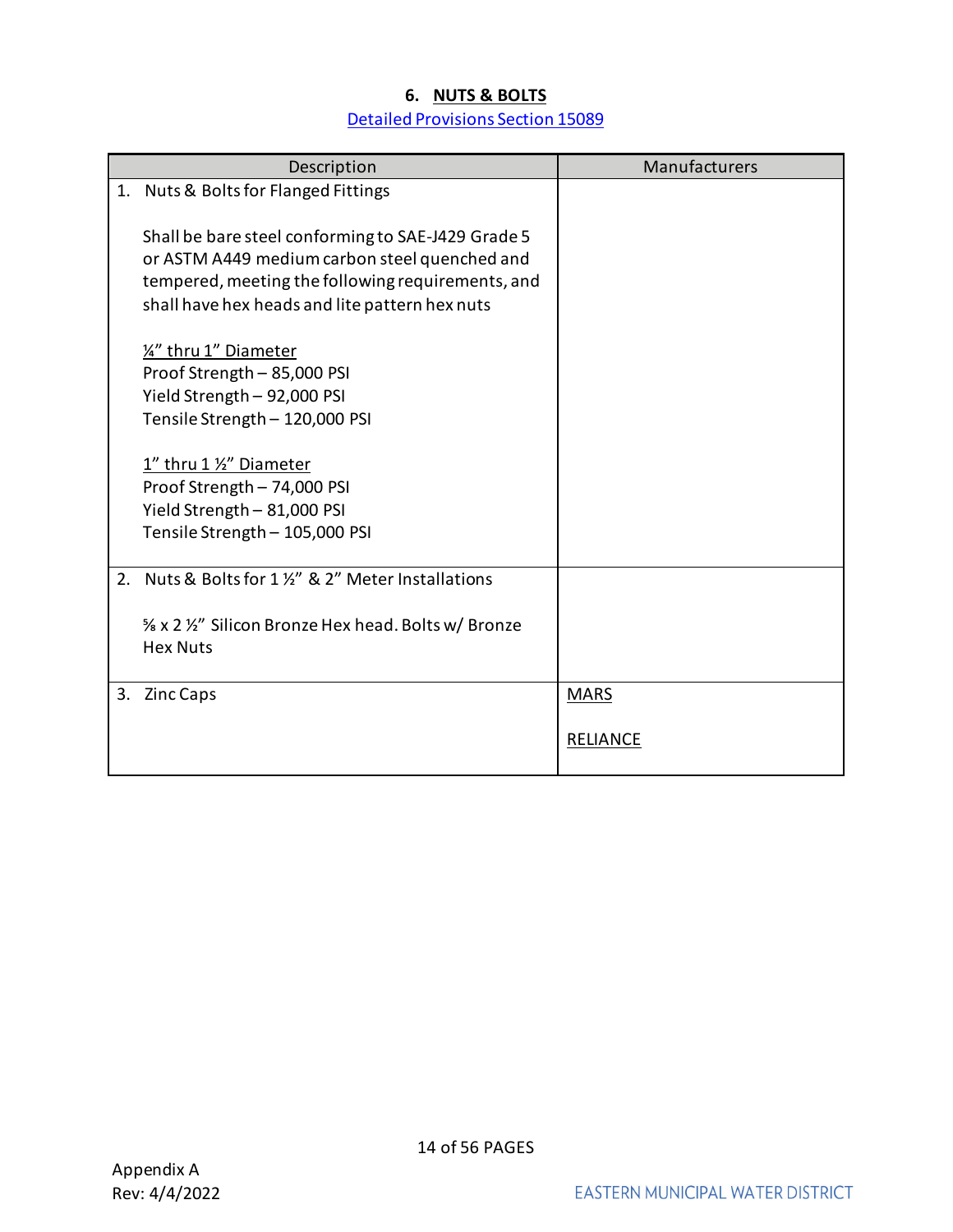## 6. NUTS & BOLTS

[Detailed Provisions Section 15089]

| Description | Manufacturers |
|---|---|
| 1. Nuts & Bolts for Flanged Fittings<br><br>Shall be bare steel conforming to SAE-J429 Grade 5 or ASTM A449 medium carbon steel quenched and tempered, meeting the following requirements, and shall have hex heads and lite pattern hex nuts<br><br>¼" thru 1" Diameter<br>Proof Strength – 85,000 PSI<br>Yield Strength – 92,000 PSI<br>Tensile Strength – 120,000 PSI<br><br>1" thru 1 ½" Diameter<br>Proof Strength – 74,000 PSI<br>Yield Strength – 81,000 PSI<br>Tensile Strength – 105,000 PSI | |
| 2. Nuts & Bolts for 1 ½" & 2" Meter Installations<br><br>⅝ x 2 ½" Silicon Bronze Hex head. Bolts w/ Bronze Hex Nuts | |
| 3. Zinc Caps | MARS<br><br>RELIANCE |

Appendix A
Rev: 4/4/2022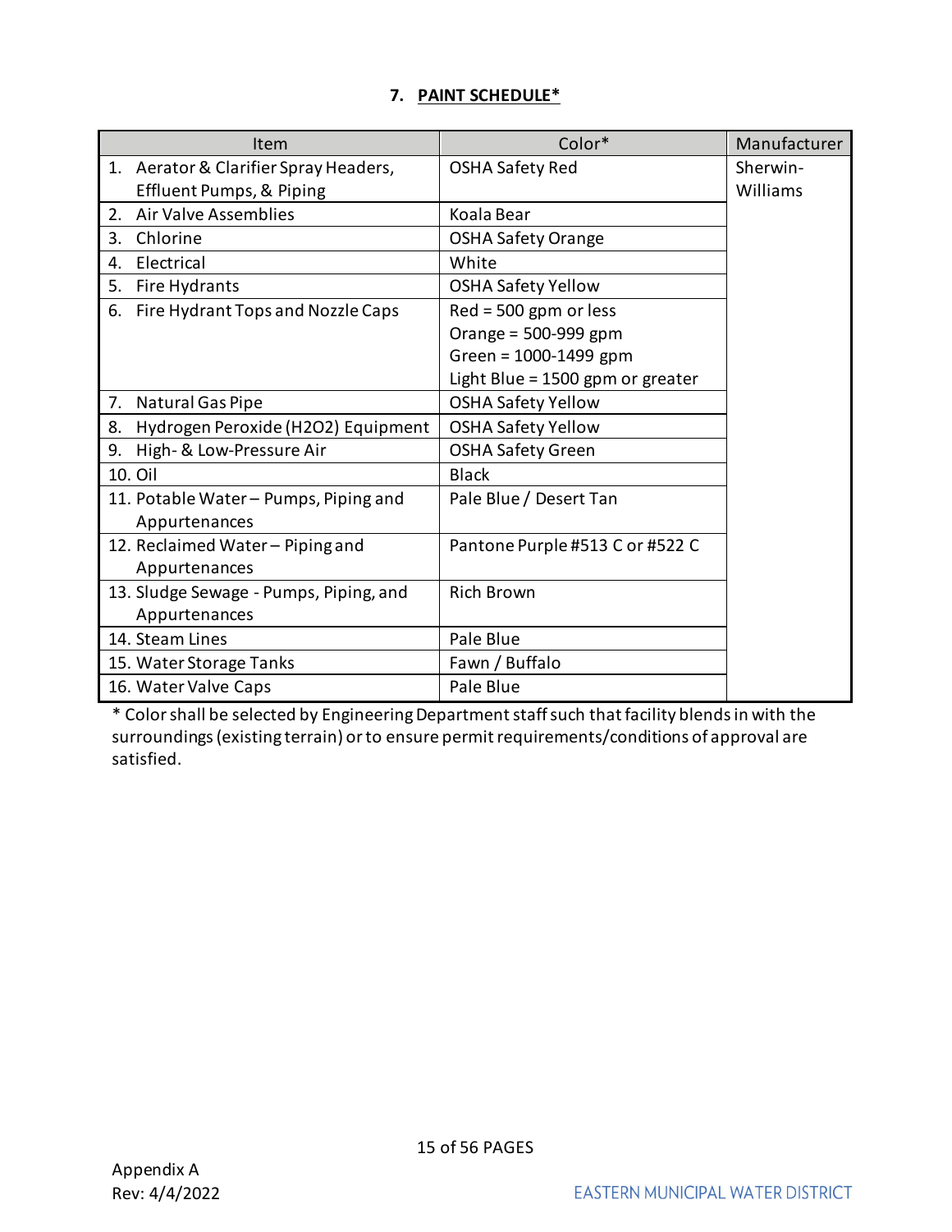## 7. PAINT SCHEDULE*

| Item | Color* | Manufacturer |
|---|---|---|
| 1. Aerator & Clarifier Spray Headers, Effluent Pumps, & Piping | OSHA Safety Red | Sherwin-Williams |
| 2. Air Valve Assemblies | Koala Bear | |
| 3. Chlorine | OSHA Safety Orange | |
| 4. Electrical | White | |
| 5. Fire Hydrants | OSHA Safety Yellow | |
| 6. Fire Hydrant Tops and Nozzle Caps | Red = 500 gpm or less<br>Orange = 500-999 gpm<br>Green = 1000-1499 gpm<br>Light Blue = 1500 gpm or greater | |
| 7. Natural Gas Pipe | OSHA Safety Yellow | |
| 8. Hydrogen Peroxide ($H_2O_2$) Equipment | OSHA Safety Yellow | |
| 9. High- & Low-Pressure Air | OSHA Safety Green | |
| 10. Oil | Black | |
| 11. Potable Water – Pumps, Piping and Appurtenances | Pale Blue / Desert Tan | |
| 12. Reclaimed Water – Piping and Appurtenances | Pantone Purple #513 C or #522 C | |
| 13. Sludge Sewage - Pumps, Piping, and Appurtenances | Rich Brown | |
| 14. Steam Lines | Pale Blue | |
| 15. Water Storage Tanks | Fawn / Buffalo | |
| 16. Water Valve Caps | Pale Blue | |

* Color shall be selected by Engineering Department staff such that facility blends in with the surroundings (existing terrain) or to ensure permit requirements/conditions of approval are satisfied.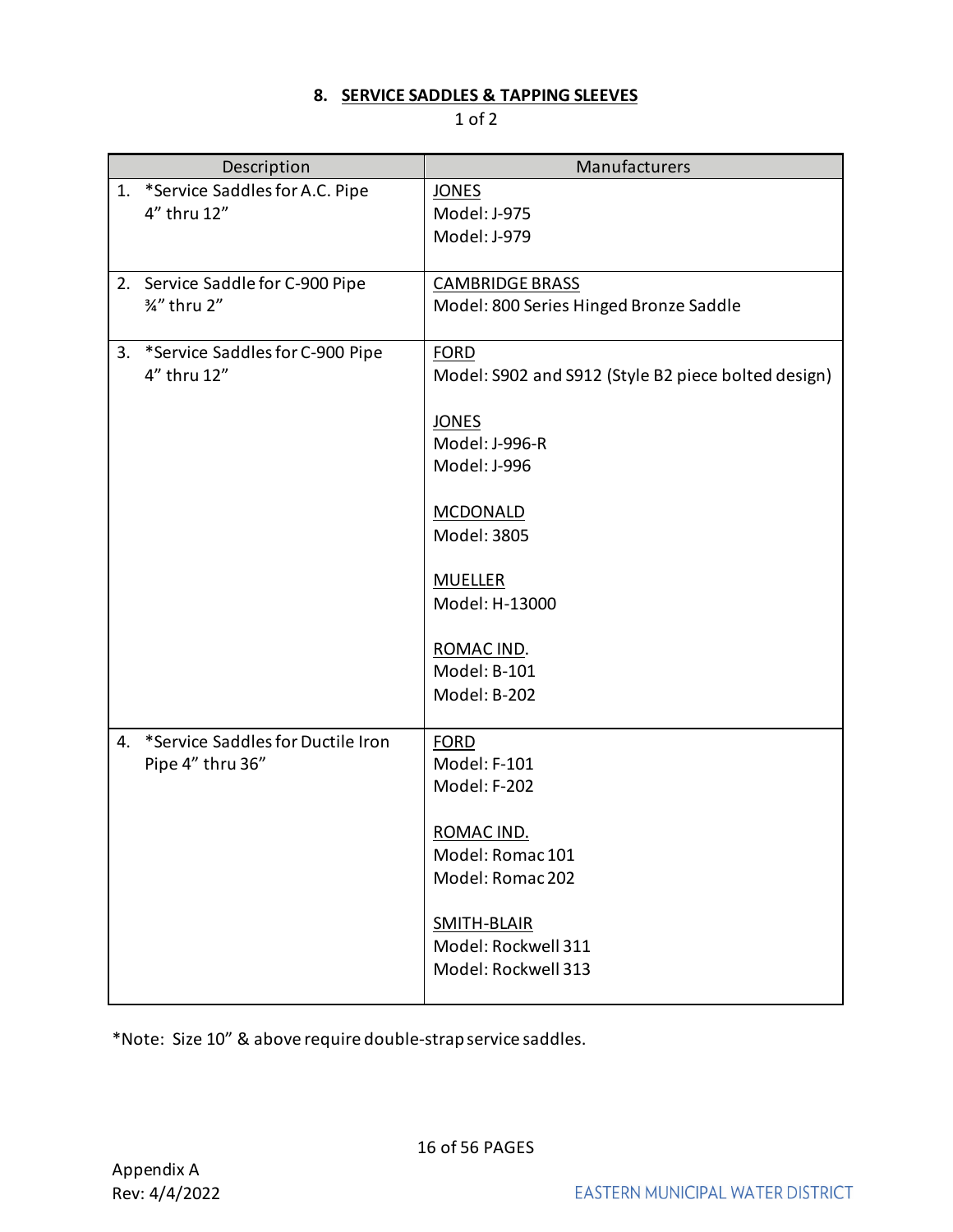## 8. SERVICE SADDLES & TAPPING SLEEVES

1 of 2

| Description | Manufacturers |
|---|---|
| 1. *Service Saddles for A.C. Pipe 4" thru 12" | JONES<br>Model: J-975<br>Model: J-979 |
| 2. Service Saddle for C-900 Pipe ¾" thru 2" | CAMBRIDGE BRASS<br>Model: 800 Series Hinged Bronze Saddle |
| 3. *Service Saddles for C-900 Pipe 4" thru 12" | FORD<br>Model: S902 and S912 (Style B2 piece bolted design)<br><br>JONES<br>Model: J-996-R<br>Model: J-996<br><br>MCDONALD<br>Model: 3805<br><br>MUELLER<br>Model: H-13000<br><br>ROMAC IND.<br>Model: B-101<br>Model: B-202 |
| 4. *Service Saddles for Ductile Iron Pipe 4" thru 36" | FORD<br>Model: F-101<br>Model: F-202<br><br>ROMAC IND.<br>Model: Romac 101<br>Model: Romac 202<br><br>SMITH-BLAIR<br>Model: Rockwell 311<br>Model: Rockwell 313 |

*Note: Size 10" & above require double-strap service saddles.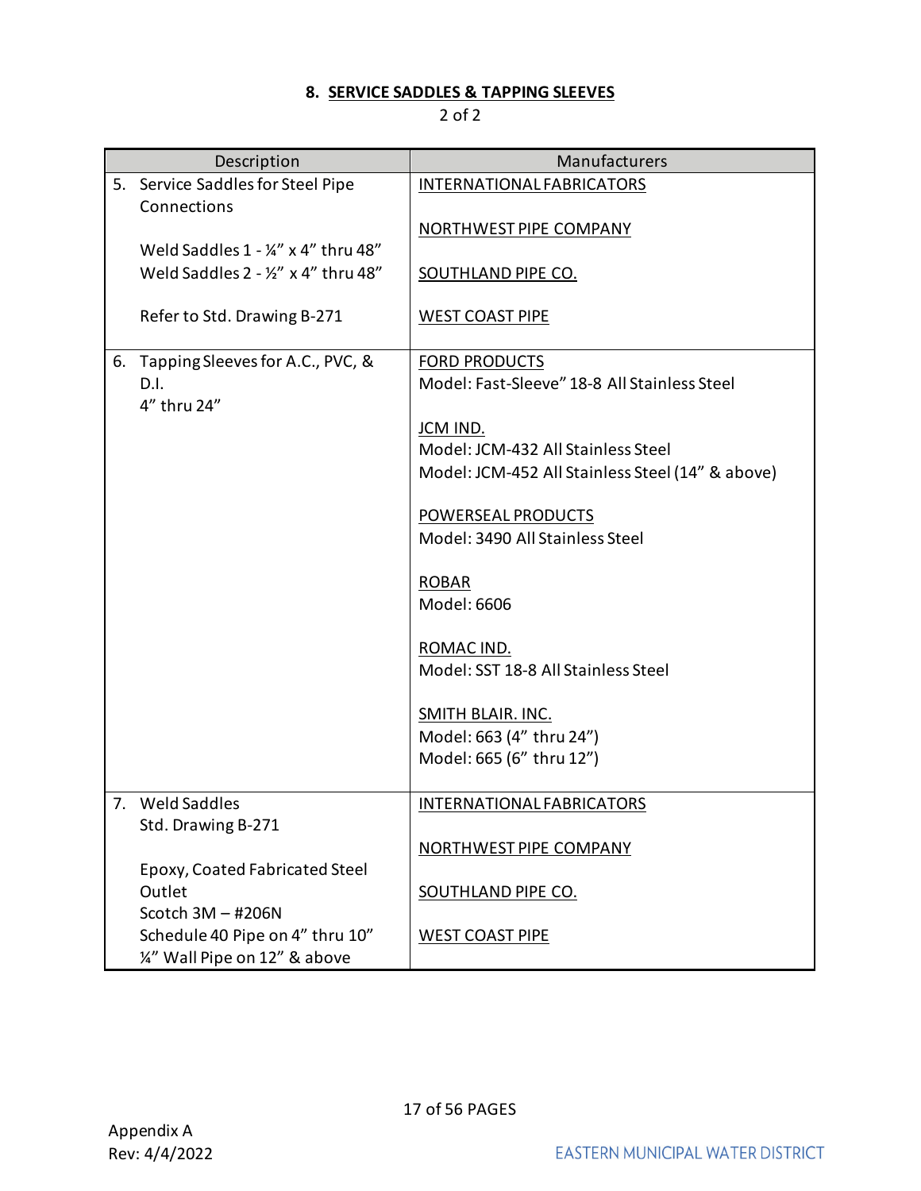## 8. SERVICE SADDLES & TAPPING SLEEVES

2 of 2

| Description | Manufacturers |
|---|---|
| 5. Service Saddles for Steel Pipe Connections<br><br>Weld Saddles 1 - ¼" x 4" thru 48"<br>Weld Saddles 2 - ½" x 4" thru 48"<br><br>Refer to Std. Drawing B-271 | INTERNATIONAL FABRICATORS<br><br>NORTHWEST PIPE COMPANY<br><br>SOUTHLAND PIPE CO.<br><br>WEST COAST PIPE |
| 6. Tapping Sleeves for A.C., PVC, & D.I.<br>4" thru 24" | FORD PRODUCTS<br>Model: Fast-Sleeve" 18-8 All Stainless Steel<br><br>JCM IND.<br>Model: JCM-432 All Stainless Steel<br>Model: JCM-452 All Stainless Steel (14" & above)<br><br>POWERSEAL PRODUCTS<br>Model: 3490 All Stainless Steel<br><br>ROBAR<br>Model: 6606<br><br>ROMAC IND.<br>Model: SST 18-8 All Stainless Steel<br><br>SMITH BLAIR. INC.<br>Model: 663 (4" thru 24")<br>Model: 665 (6" thru 12") |
| 7. Weld Saddles<br>Std. Drawing B-271<br><br>Epoxy, Coated Fabricated Steel Outlet<br>Scotch 3M – #206N<br>Schedule 40 Pipe on 4" thru 10"<br>¼" Wall Pipe on 12" & above | INTERNATIONAL FABRICATORS<br><br>NORTHWEST PIPE COMPANY<br><br>SOUTHLAND PIPE CO.<br><br>WEST COAST PIPE |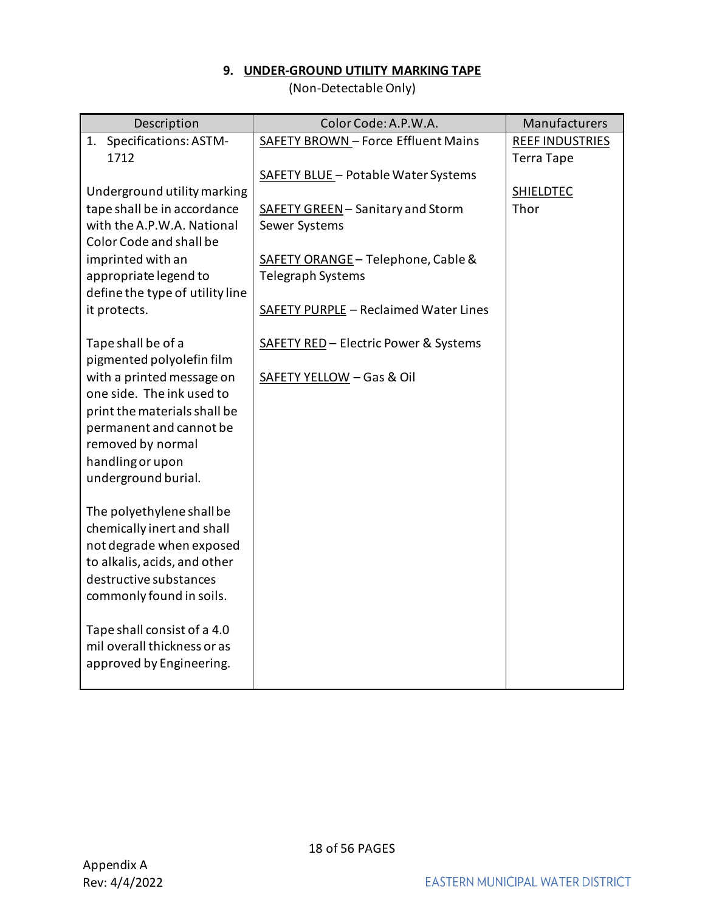## 9. UNDER-GROUND UTILITY MARKING TAPE

(Non-Detectable Only)

| Description | Color Code: A.P.W.A. | Manufacturers |
|---|---|---|
| 1. Specifications: ASTM-1712<br><br>Underground utility marking tape shall be in accordance with the A.P.W.A. National Color Code and shall be imprinted with an appropriate legend to define the type of utility line it protects.<br><br>Tape shall be of a pigmented polyolefin film with a printed message on one side. The ink used to print the materials shall be permanent and cannot be removed by normal handling or upon underground burial.<br><br>The polyethylene shall be chemically inert and shall not degrade when exposed to alkalis, acids, and other destructive substances commonly found in soils.<br><br>Tape shall consist of a 4.0 mil overall thickness or as approved by Engineering. | SAFETY BROWN – Force Effluent Mains<br><br>SAFETY BLUE – Potable Water Systems<br><br>SAFETY GREEN – Sanitary and Storm Sewer Systems<br><br>SAFETY ORANGE – Telephone, Cable & Telegraph Systems<br><br>SAFETY PURPLE – Reclaimed Water Lines<br><br>SAFETY RED – Electric Power & Systems<br><br>SAFETY YELLOW – Gas & Oil | REEF INDUSTRIES<br>Terra Tape<br><br>SHIELDTEC<br>Thor |

Appendix A
Rev: 4/4/2022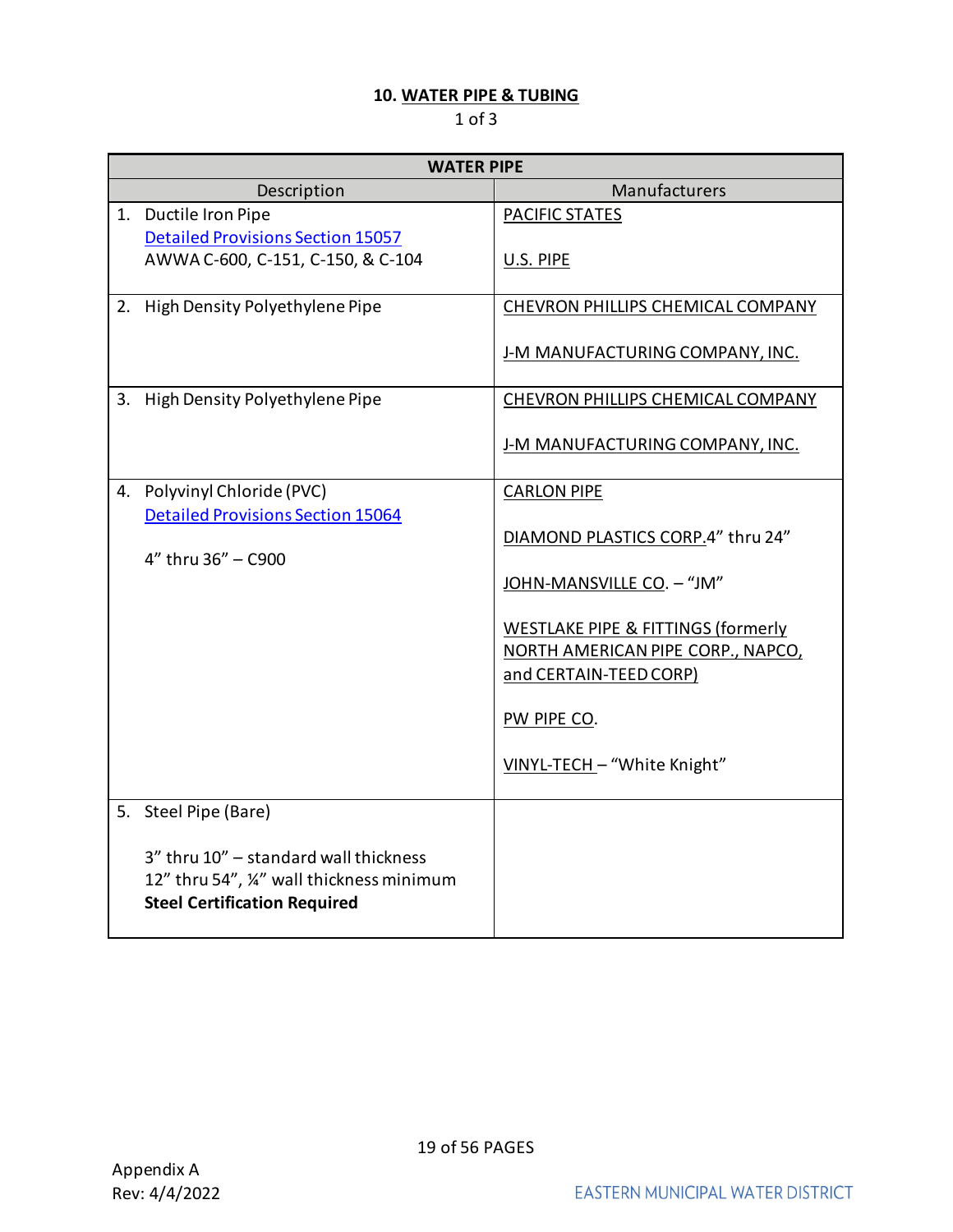## 10. WATER PIPE & TUBING

1 of 3

| WATER PIPE | |
|---|---|
| Description | Manufacturers |
| 1. Ductile Iron Pipe<br>Detailed Provisions Section 15057<br>AWWA C-600, C-151, C-150, & C-104 | PACIFIC STATES<br><br>U.S. PIPE |
| 2. High Density Polyethylene Pipe | CHEVRON PHILLIPS CHEMICAL COMPANY<br><br>J-M MANUFACTURING COMPANY, INC. |
| 3. High Density Polyethylene Pipe | CHEVRON PHILLIPS CHEMICAL COMPANY<br><br>J-M MANUFACTURING COMPANY, INC. |
| 4. Polyvinyl Chloride (PVC)<br>Detailed Provisions Section 15064<br><br>4" thru 36" – C900 | CARLON PIPE<br><br>DIAMOND PLASTICS CORP. 4" thru 24"<br><br>JOHN-MANSVILLE CO. – "JM"<br><br>WESTLAKE PIPE & FITTINGS (formerly NORTH AMERICAN PIPE CORP., NAPCO, and CERTAIN-TEED CORP)<br><br>PW PIPE CO.<br><br>VINYL-TECH – "White Knight" |
| 5. Steel Pipe (Bare)<br><br>3" thru 10" – standard wall thickness<br>12" thru 54", ¼" wall thickness minimum<br>**Steel Certification Required** | |

Appendix A
Rev: 4/4/2022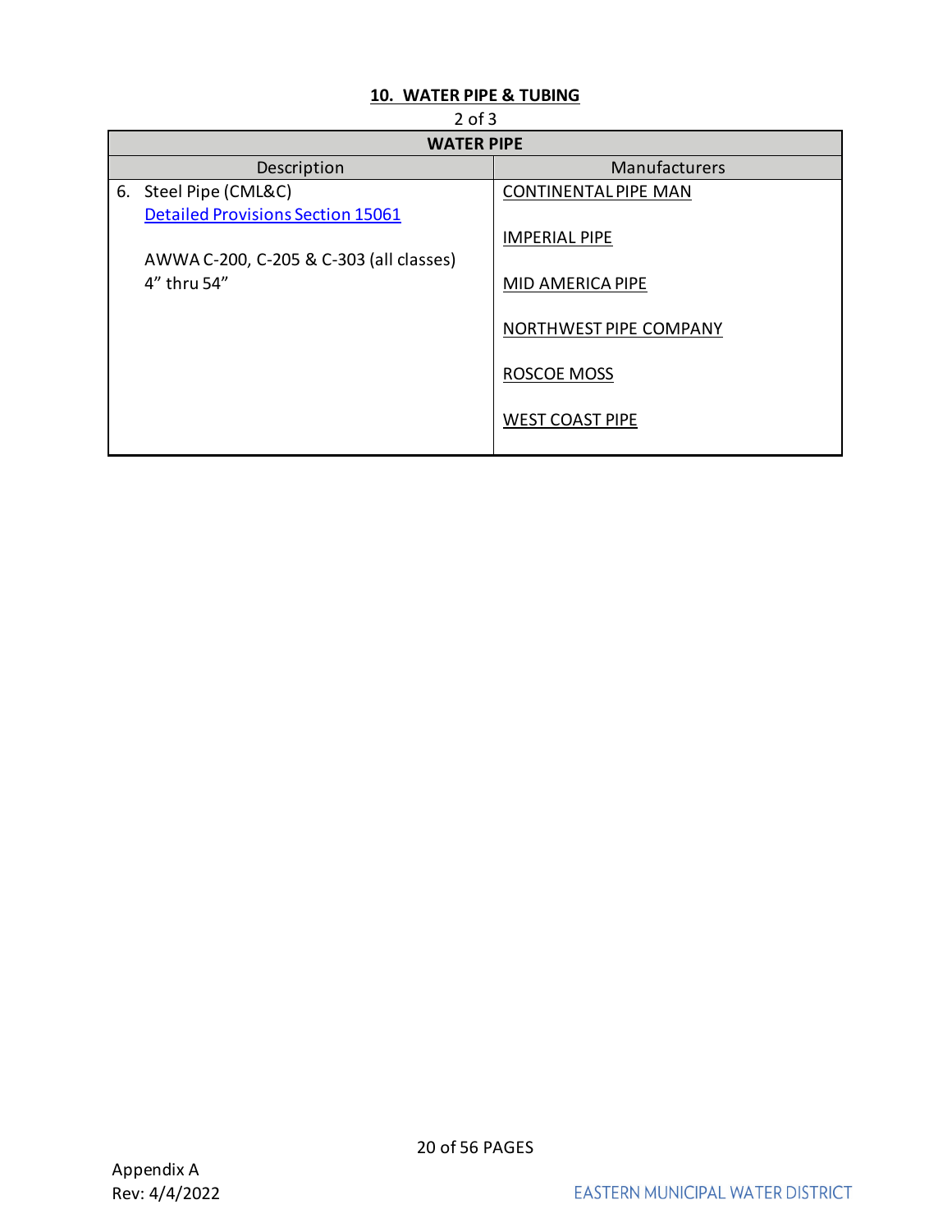## 10. WATER PIPE & TUBING

2 of 3

| WATER PIPE | |
|---|---|
| Description | Manufacturers |
| 6. Steel Pipe (CML&C)<br>Detailed Provisions Section 15061<br><br>AWWA C-200, C-205 & C-303 (all classes)<br>4" thru 54" | CONTINENTAL PIPE MAN<br><br>IMPERIAL PIPE<br><br>MID AMERICA PIPE<br><br>NORTHWEST PIPE COMPANY<br><br>ROSCOE MOSS<br><br>WEST COAST PIPE |

Appendix A
Rev: 4/4/2022

EASTERN MUNICIPAL WATER DISTRICT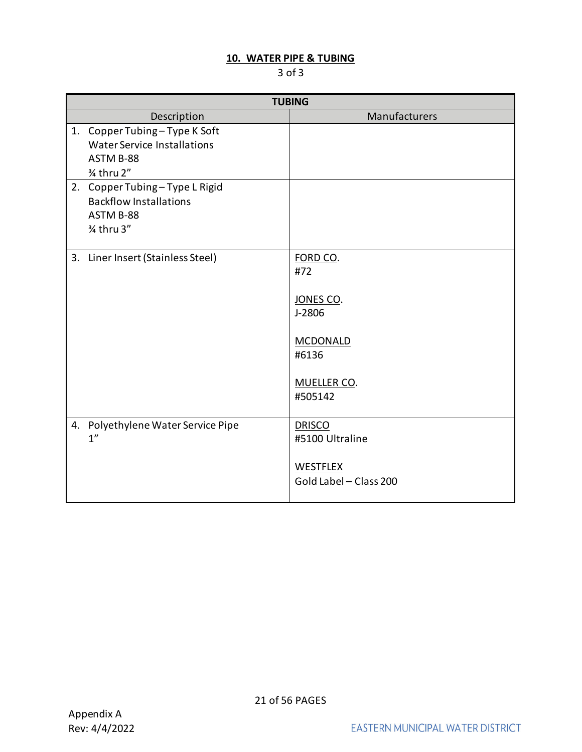## 10. WATER PIPE & TUBING

3 of 3

| TUBING | |
|---|---|
| **Description** | **Manufacturers** |
| 1. Copper Tubing – Type K Soft<br>Water Service Installations<br>ASTM B-88<br>¾ thru 2” | |
| 2. Copper Tubing – Type L Rigid<br>Backflow Installations<br>ASTM B-88<br>¾ thru 3” | |
| 3. Liner Insert (Stainless Steel) | FORD CO.<br>#72<br><br>JONES CO.<br>J-2806<br><br>MCDONALD<br>#6136<br><br>MUELLER CO.<br>#505142 |
| 4. Polyethylene Water Service Pipe<br>1” | DRISCO<br>#5100 Ultraline<br><br>WESTFLEX<br>Gold Label – Class 200 |

Appendix A
Rev: 4/4/2022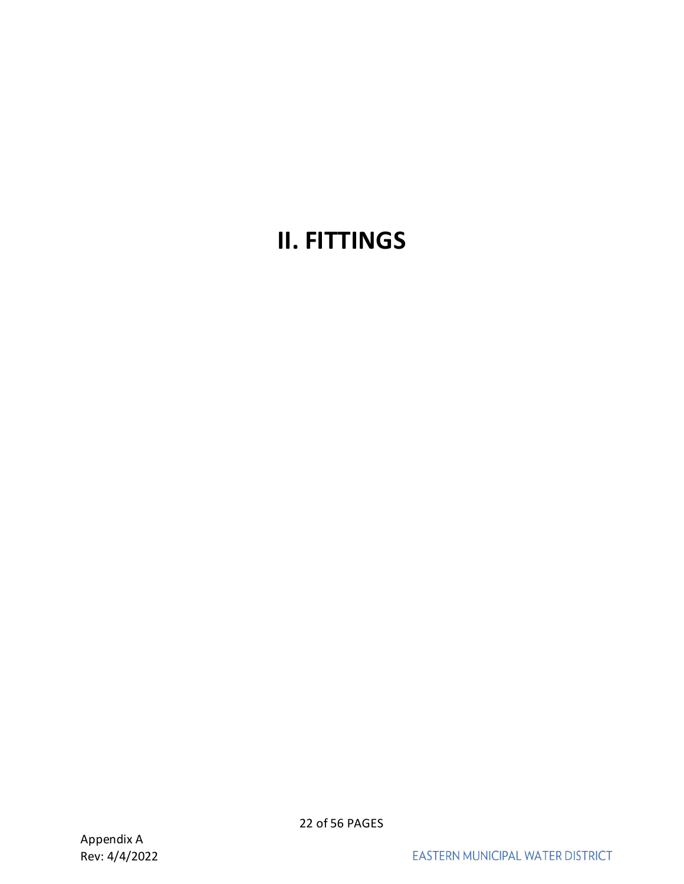# II. FITTINGS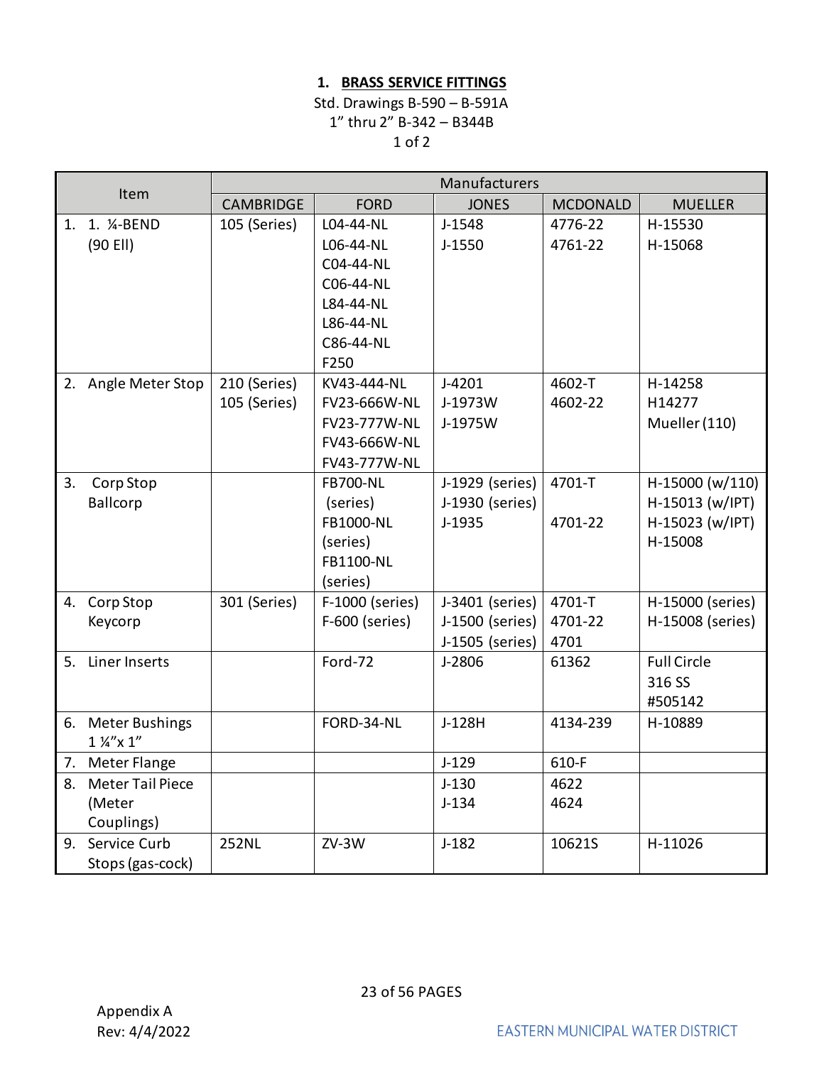## 1. BRASS SERVICE FITTINGS

Std. Drawings B-590 – B-591A
1" thru 2" B-342 – B344B
1 of 2

| Item | Manufacturers | | | | |
|---|---|---|---|---|---|
| | CAMBRIDGE | FORD | JONES | MCDONALD | MUELLER |
| 1. 1. ¼-BEND (90 Ell) | 105 (Series) | L04-44-NL<br>L06-44-NL<br>C04-44-NL<br>C06-44-NL<br>L84-44-NL<br>L86-44-NL<br>C86-44-NL<br>F250 | J-1548<br>J-1550 | 4776-22<br>4761-22 | H-15530<br>H-15068 |
| 2. Angle Meter Stop | 210 (Series)<br>105 (Series) | KV43-444-NL<br>FV23-666W-NL<br>FV23-777W-NL<br>FV43-666W-NL<br>FV43-777W-NL | J-4201<br>J-1973W<br>J-1975W | 4602-T<br>4602-22 | H-14258<br>H14277<br>Mueller (110) |
| 3. Corp Stop Ballcorp | | FB700-NL (series)<br>FB1000-NL (series)<br>FB1100-NL (series) | J-1929 (series)<br>J-1930 (series)<br>J-1935 | 4701-T<br>4701-22 | H-15000 (w/110)<br>H-15013 (w/IPT)<br>H-15023 (w/IPT)<br>H-15008 |
| 4. Corp Stop Keycorp | 301 (Series) | F-1000 (series)<br>F-600 (series) | J-3401 (series)<br>J-1500 (series)<br>J-1505 (series) | 4701-T<br>4701-22<br>4701 | H-15000 (series)<br>H-15008 (series) |
| 5. Liner Inserts | | Ford-72 | J-2806 | 61362 | Full Circle 316 SS #505142 |
| 6. Meter Bushings 1 ¼"x 1" | | FORD-34-NL | J-128H | 4134-239 | H-10889 |
| 7. Meter Flange | | | J-129 | 610-F | |
| 8. Meter Tail Piece (Meter Couplings) | | | J-130<br>J-134 | 4622<br>4624 | |
| 9. Service Curb Stops (gas-cock) | 252NL | ZV-3W | J-182 | 10621S | H-11026 |

Appendix A
Rev: 4/4/2022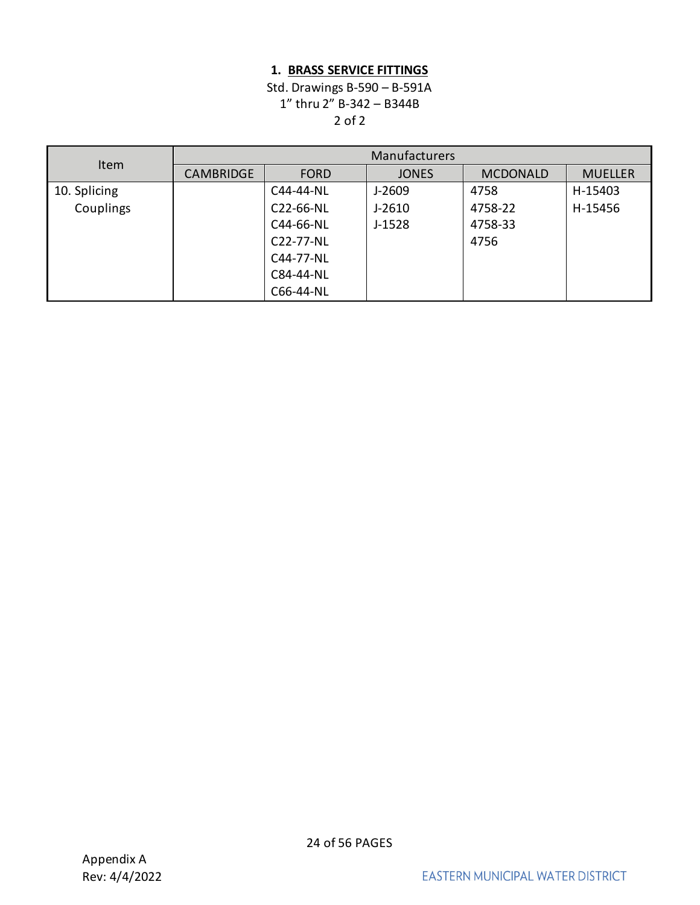## 1. BRASS SERVICE FITTINGS

Std. Drawings B-590 – B-591A
1" thru 2" B-342 – B344B
2 of 2

| Item | Manufacturers | | | | |
|---|---|---|---|---|---|
| | CAMBRIDGE | FORD | JONES | MCDONALD | MUELLER |
| 10. Splicing Couplings | | C44-44-NL<br>C22-66-NL<br>C44-66-NL<br>C22-77-NL<br>C44-77-NL<br>C84-44-NL<br>C66-44-NL | J-2609<br>J-2610<br>J-1528 | 4758<br>4758-22<br>4758-33<br>4756 | H-15403<br>H-15456 |

Appendix A
Rev: 4/4/2022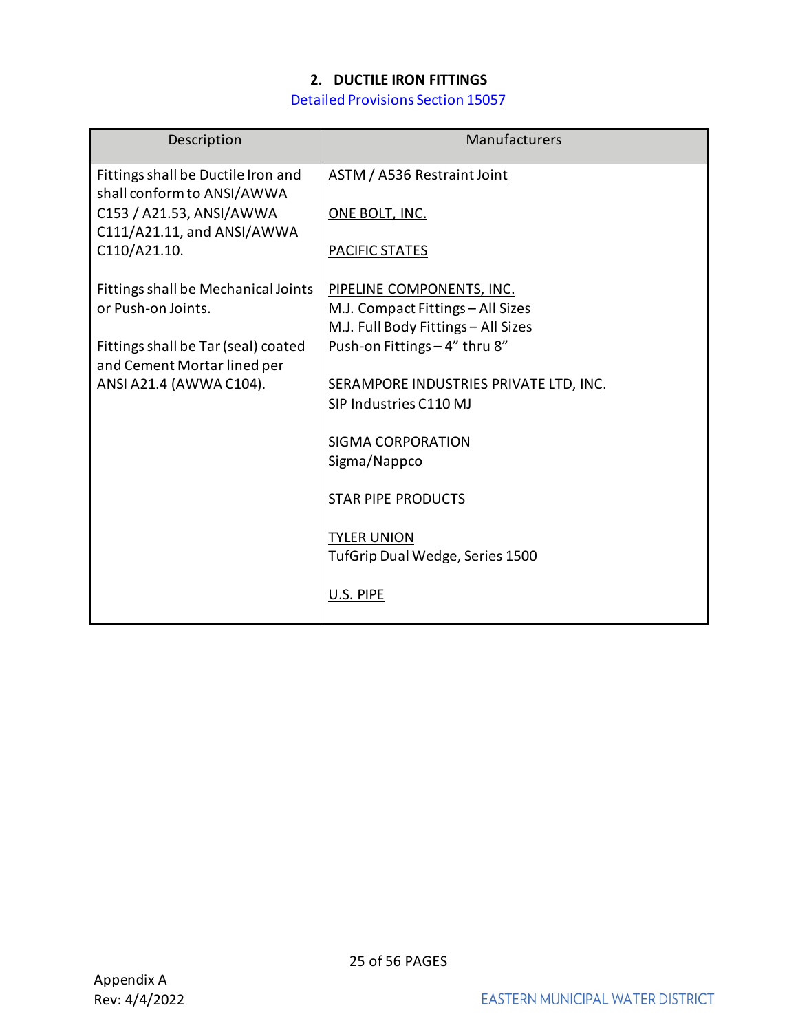## 2. DUCTILE IRON FITTINGS

Detailed Provisions Section 15057

| Description | Manufacturers |
|---|---|
| Fittings shall be Ductile Iron and shall conform to ANSI/AWWA C153 / A21.53, ANSI/AWWA C111/A21.11, and ANSI/AWWA C110/A21.10.<br><br>Fittings shall be Mechanical Joints or Push-on Joints.<br><br>Fittings shall be Tar (seal) coated and Cement Mortar lined per ANSI A21.4 (AWWA C104). | ASTM / A536 Restraint Joint<br><br>ONE BOLT, INC.<br><br>PACIFIC STATES<br><br>PIPELINE COMPONENTS, INC.<br>M.J. Compact Fittings – All Sizes<br>M.J. Full Body Fittings – All Sizes<br>Push-on Fittings – 4" thru 8"<br><br>SERAMPORE INDUSTRIES PRIVATE LTD, INC.<br>SIP Industries C110 MJ<br><br>SIGMA CORPORATION<br>Sigma/Nappco<br><br>STAR PIPE PRODUCTS<br><br>TYLER UNION<br>TufGrip Dual Wedge, Series 1500<br><br>U.S. PIPE |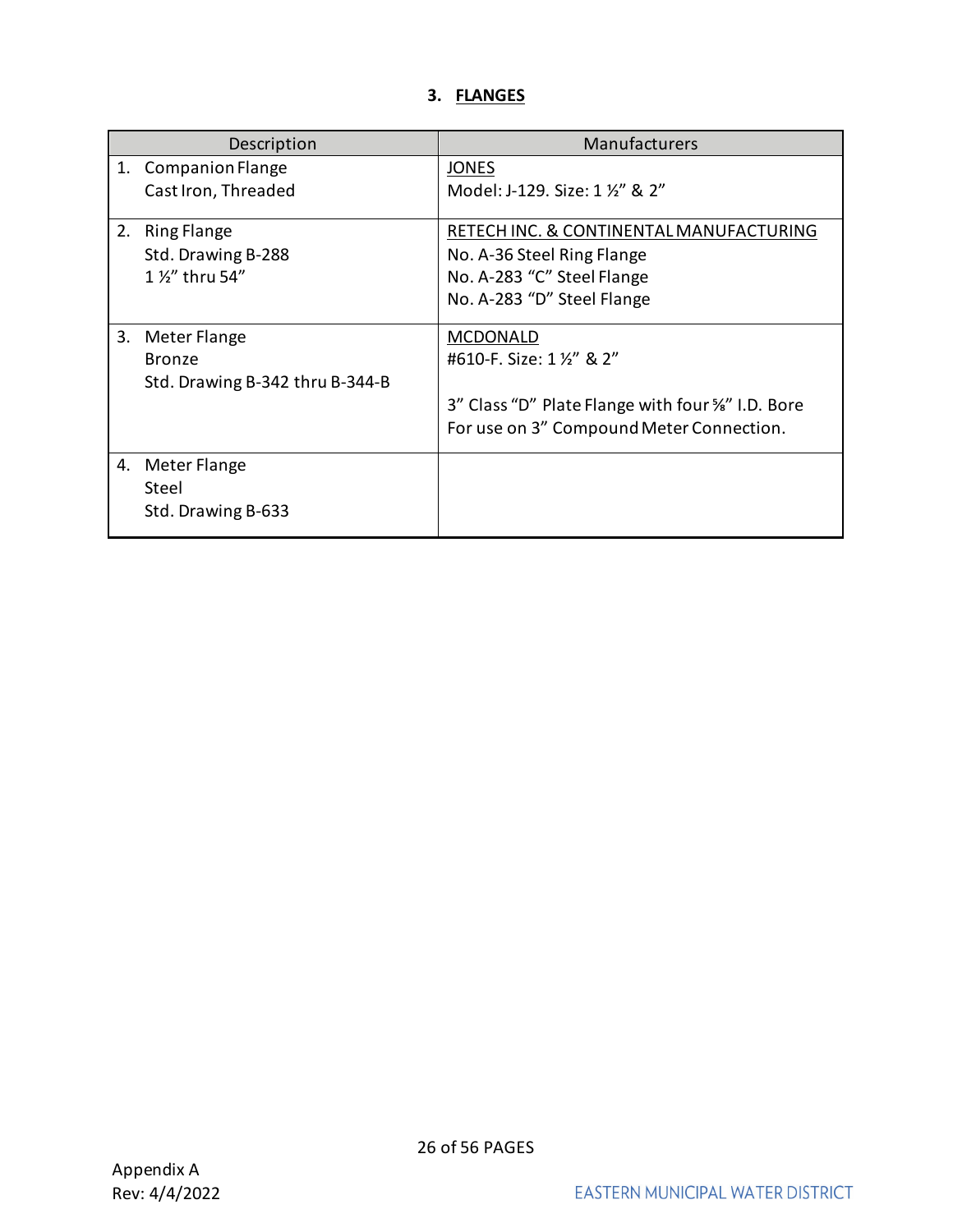## 3. FLANGES

| Description | Manufacturers |
|---|---|
| 1. Companion Flange<br>Cast Iron, Threaded | <u>JONES</u><br>Model: J-129. Size: 1 ½" & 2" |
| 2. Ring Flange<br>Std. Drawing B-288<br>1 ½" thru 54" | <u>RETECH INC. & CONTINENTAL MANUFACTURING</u><br>No. A-36 Steel Ring Flange<br>No. A-283 "C" Steel Flange<br>No. A-283 "D" Steel Flange |
| 3. Meter Flange<br>Bronze<br>Std. Drawing B-342 thru B-344-B | <u>MCDONALD</u><br>#610-F. Size: 1 ½" & 2"<br><br>3" Class "D" Plate Flange with four ⅝" I.D. Bore For use on 3" Compound Meter Connection. |
| 4. Meter Flange<br>Steel<br>Std. Drawing B-633 | |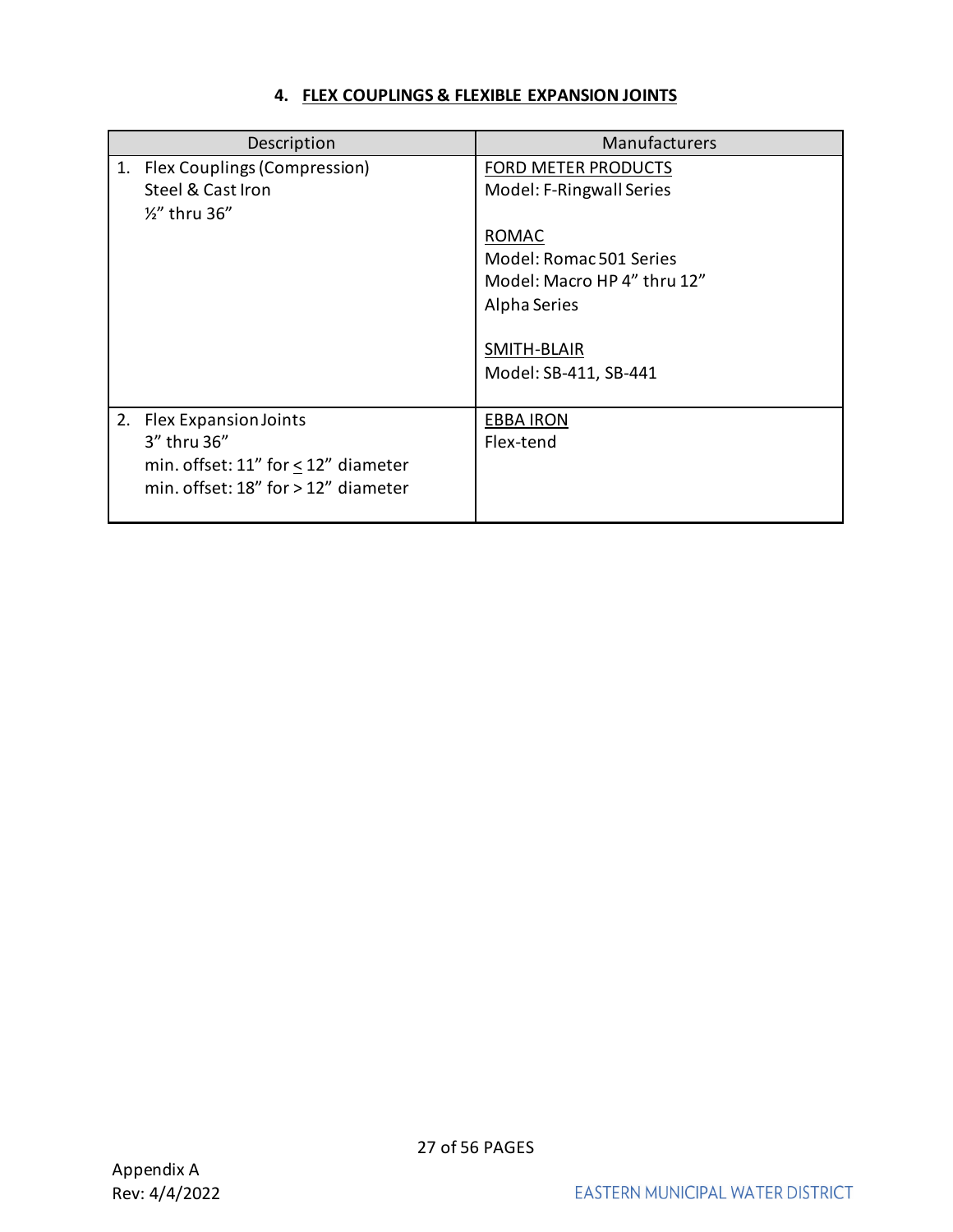## 4. FLEX COUPLINGS & FLEXIBLE EXPANSION JOINTS

| Description | Manufacturers |
|---|---|
| 1. Flex Couplings (Compression)<br>Steel & Cast Iron<br>½" thru 36" | FORD METER PRODUCTS<br>Model: F-Ringwall Series<br><br>ROMAC<br>Model: Romac 501 Series<br>Model: Macro HP 4" thru 12"<br>Alpha Series<br><br>SMITH-BLAIR<br>Model: SB-411, SB-441 |
| 2. Flex Expansion Joints<br>3" thru 36"<br>min. offset: 11" for ≤ 12" diameter<br>min. offset: 18" for > 12" diameter | EBBA IRON<br>Flex-tend |

Appendix A
Rev: 4/4/2022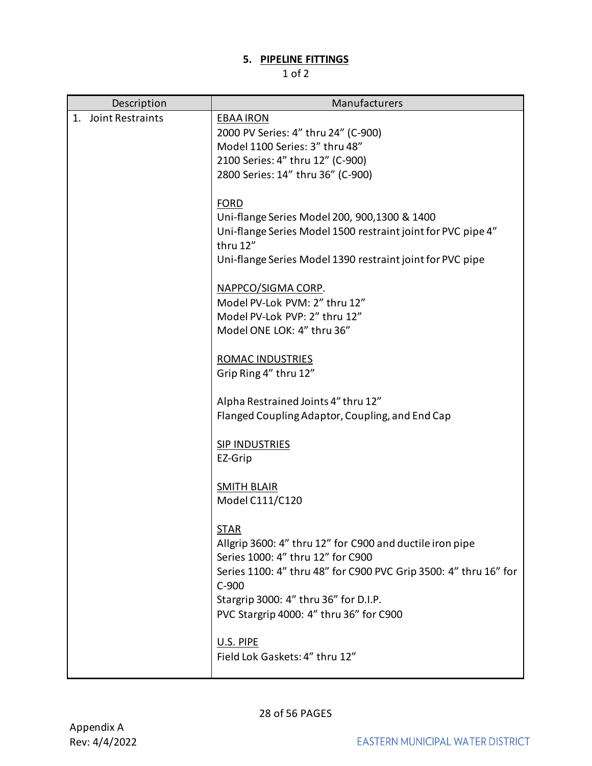## 5. PIPELINE FITTINGS

1 of 2

| Description | Manufacturers |
| --- | --- |
| 1. Joint Restraints | <u>EBAA IRON</u><br>2000 PV Series: 4" thru 24" (C-900)<br>Model 1100 Series: 3" thru 48"<br>2100 Series: 4" thru 12" (C-900)<br>2800 Series: 14" thru 36" (C-900)<br><br><u>FORD</u><br>Uni-flange Series Model 200, 900,1300 & 1400<br>Uni-flange Series Model 1500 restraint joint for PVC pipe 4" thru 12"<br>Uni-flange Series Model 1390 restraint joint for PVC pipe<br><br><u>NAPPCO/SIGMA CORP</u>.<br>Model PV-Lok PVM: 2" thru 12"<br>Model PV-Lok PVP: 2" thru 12"<br>Model ONE LOK: 4" thru 36"<br><br><u>ROMAC INDUSTRIES</u><br>Grip Ring 4" thru 12"<br><br>Alpha Restrained Joints 4" thru 12"<br>Flanged Coupling Adaptor, Coupling, and End Cap<br><br><u>SIP INDUSTRIES</u><br>EZ-Grip<br><br><u>SMITH BLAIR</u><br>Model C111/C120<br><br><u>STAR</u><br>Allgrip 3600: 4" thru 12" for C900 and ductile iron pipe<br>Series 1000: 4" thru 12" for C900<br>Series 1100: 4" thru 48" for C900 PVC Grip 3500: 4" thru 16" for C-900<br>Stargrip 3000: 4" thru 36" for D.I.P.<br>PVC Stargrip 4000: 4" thru 36" for C900<br><br><u>U.S. PIPE</u><br>Field Lok Gaskets: 4" thru 12" |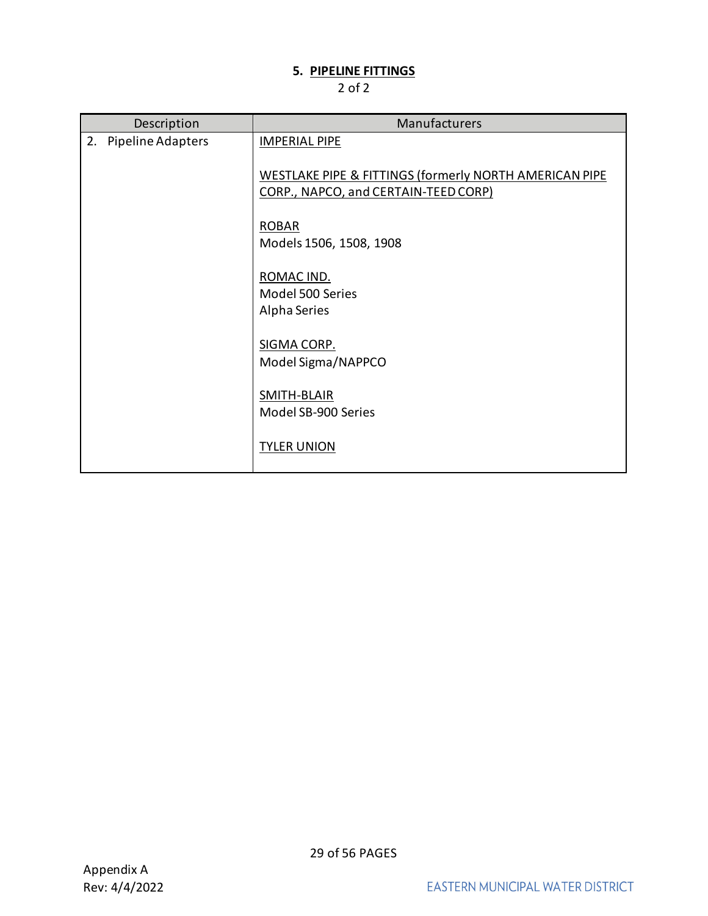## 5. **PIPELINE FITTINGS**

2 of 2

| Description | Manufacturers |
|---|---|
| 2. Pipeline Adapters | IMPERIAL PIPE<br><br>WESTLAKE PIPE & FITTINGS (formerly NORTH AMERICAN PIPE CORP., NAPCO, and CERTAIN-TEED CORP)<br><br>ROBAR<br>Models 1506, 1508, 1908<br><br>ROMAC IND.<br>Model 500 Series<br>Alpha Series<br><br>SIGMA CORP.<br>Model Sigma/NAPPCO<br><br>SMITH-BLAIR<br>Model SB-900 Series<br><br>TYLER UNION |

Appendix A
Rev: 4/4/2022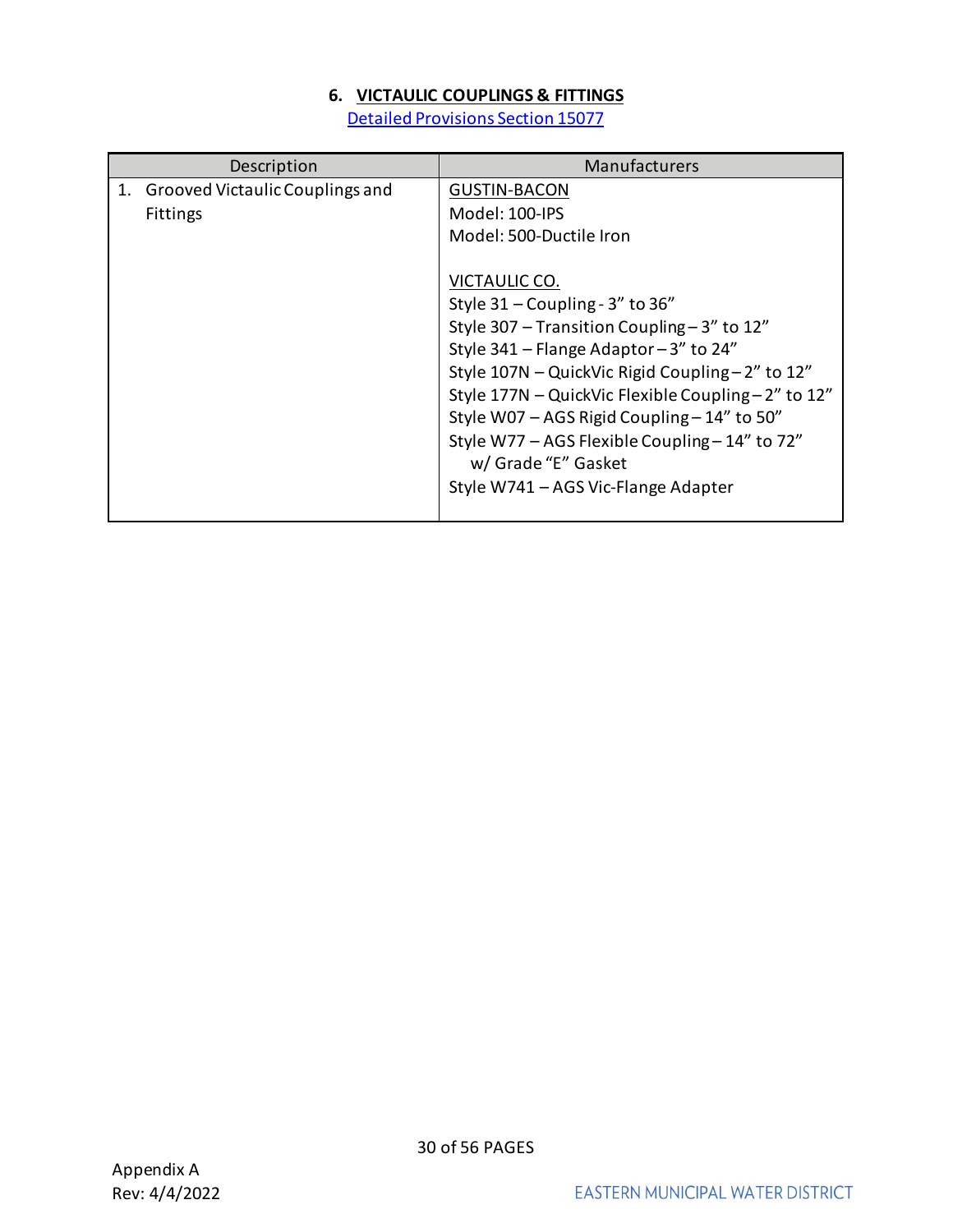## 6. VICTAULIC COUPLINGS & FITTINGS

Detailed Provisions Section 15077

| Description | Manufacturers |
|---|---|
| 1. Grooved Victaulic Couplings and Fittings | GUSTIN-BACON<br>Model: 100-IPS<br>Model: 500-Ductile Iron<br><br>VICTAULIC CO.<br>Style 31 – Coupling - 3" to 36"<br>Style 307 – Transition Coupling – 3" to 12"<br>Style 341 – Flange Adaptor – 3" to 24"<br>Style 107N – QuickVic Rigid Coupling – 2" to 12"<br>Style 177N – QuickVic Flexible Coupling – 2" to 12"<br>Style W07 – AGS Rigid Coupling – 14" to 50"<br>Style W77 – AGS Flexible Coupling – 14" to 72" w/ Grade "E" Gasket<br>Style W741 – AGS Vic-Flange Adapter |

Appendix A
Rev: 4/4/2022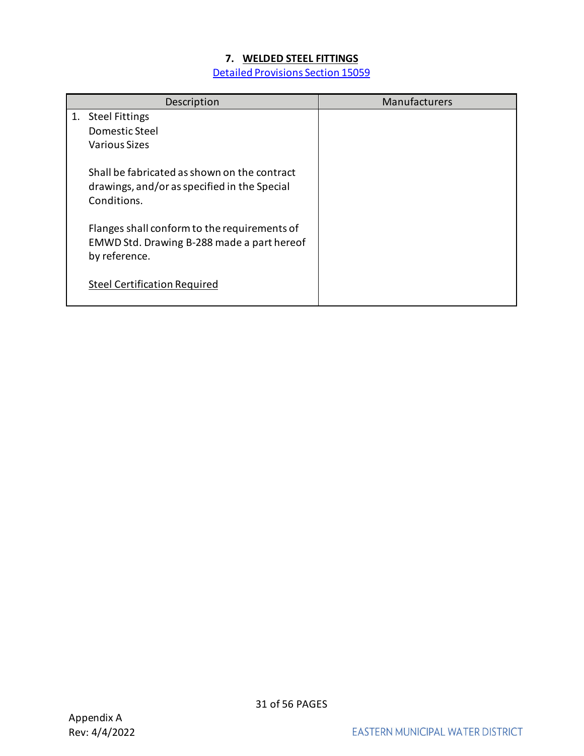## 7. WELDED STEEL FITTINGS

Detailed Provisions Section 15059

| Description | Manufacturers |
|---|---|
| 1. Steel Fittings<br>Domestic Steel<br>Various Sizes<br><br>Shall be fabricated as shown on the contract drawings, and/or as specified in the Special Conditions.<br><br>Flanges shall conform to the requirements of EMWD Std. Drawing B-288 made a part hereof by reference.<br><br>Steel Certification Required | |

Appendix A
Rev: 4/4/2022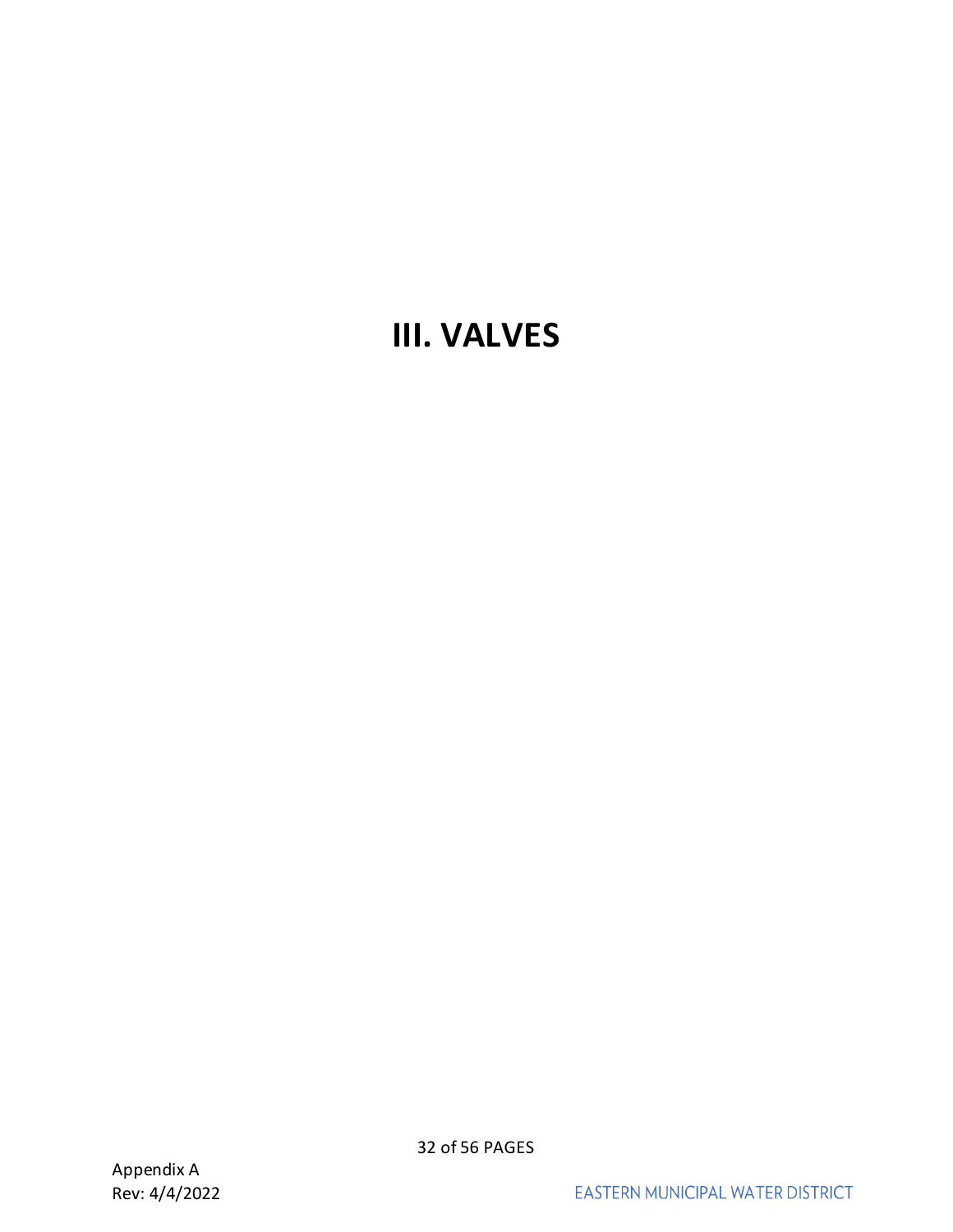# III. VALVES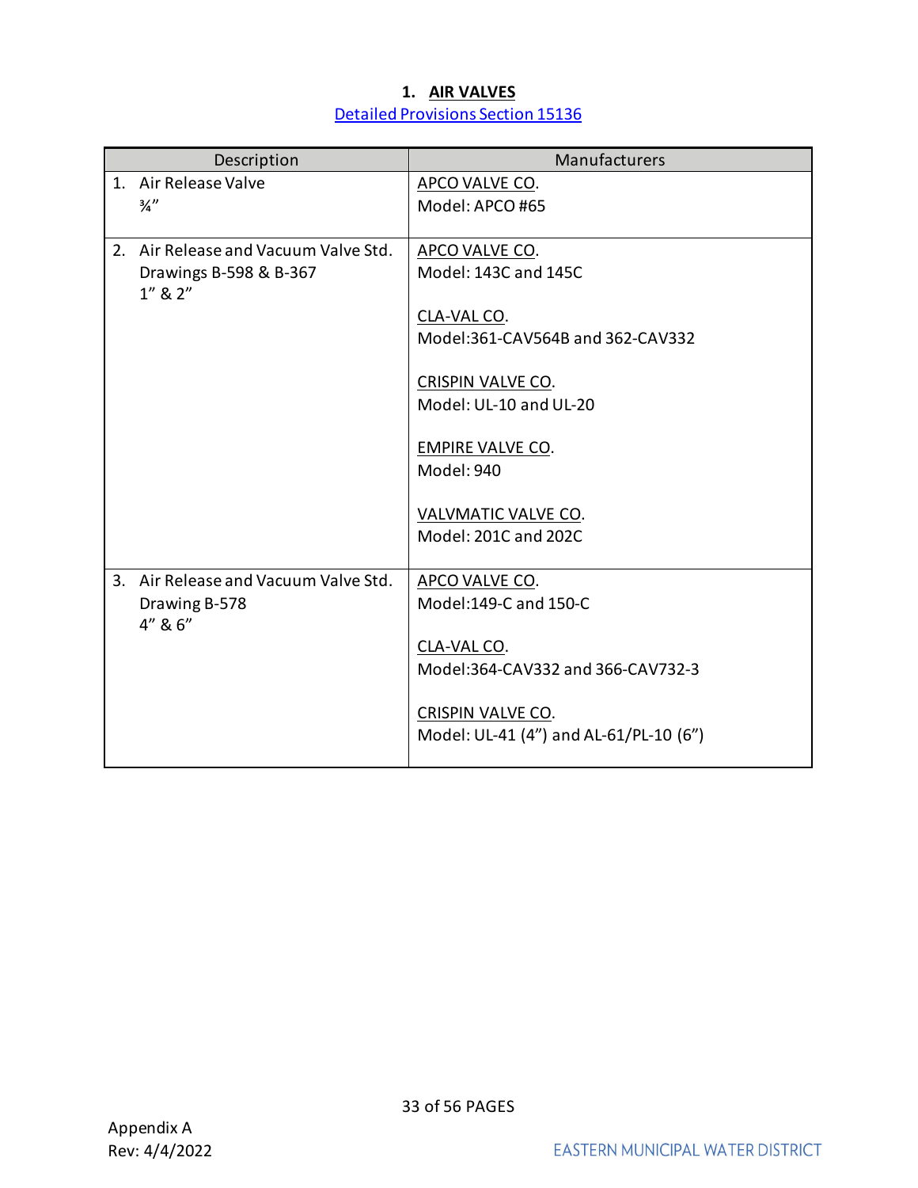# 1. AIR VALVES

Detailed Provisions Section 15136

| Description | Manufacturers |
|---|---|
| 1. Air Release Valve<br>¾" | APCO VALVE CO.<br>Model: APCO #65 |
| 2. Air Release and Vacuum Valve Std. Drawings B-598 & B-367<br>1" & 2" | APCO VALVE CO.<br>Model: 143C and 145C<br><br>CLA-VAL CO.<br>Model:361-CAV564B and 362-CAV332<br><br>CRISPIN VALVE CO.<br>Model: UL-10 and UL-20<br><br>EMPIRE VALVE CO.<br>Model: 940<br><br>VALVMATIC VALVE CO.<br>Model: 201C and 202C |
| 3. Air Release and Vacuum Valve Std. Drawing B-578<br>4" & 6" | APCO VALVE CO.<br>Model:149-C and 150-C<br><br>CLA-VAL CO.<br>Model:364-CAV332 and 366-CAV732-3<br><br>CRISPIN VALVE CO.<br>Model: UL-41 (4") and AL-61/PL-10 (6") |

Appendix A
Rev: 4/4/2022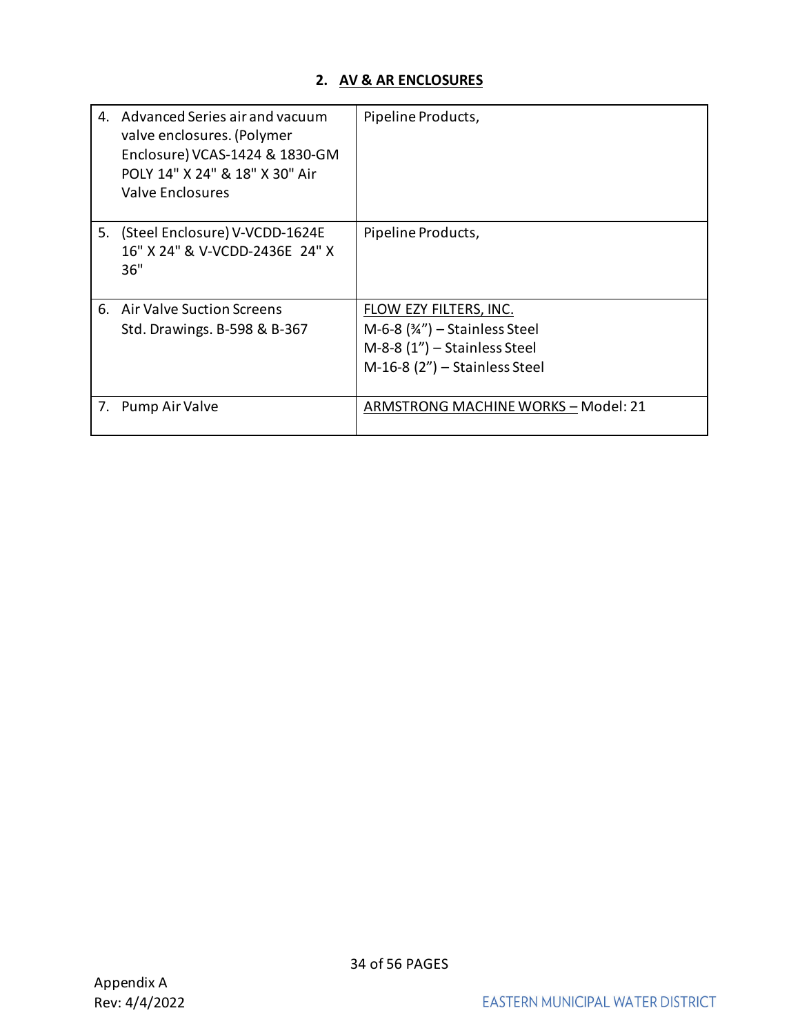## 2. AV & AR ENCLOSURES

| | |
|---|---|
| 4. Advanced Series air and vacuum valve enclosures. (Polymer Enclosure) VCAS-1424 & 1830-GM POLY 14" X 24" & 18" X 30" Air Valve Enclosures | Pipeline Products, |
| 5. (Steel Enclosure) V-VCDD-1624E 16" X 24" & V-VCDD-2436E 24" X 36" | Pipeline Products, |
| 6. Air Valve Suction Screens Std. Drawings. B-598 & B-367 | FLOW EZY FILTERS, INC.<br>M-6-8 (¾") – Stainless Steel<br>M-8-8 (1") – Stainless Steel<br>M-16-8 (2") – Stainless Steel |
| 7. Pump Air Valve | ARMSTRONG MACHINE WORKS – Model: 21 |

Appendix A
Rev: 4/4/2022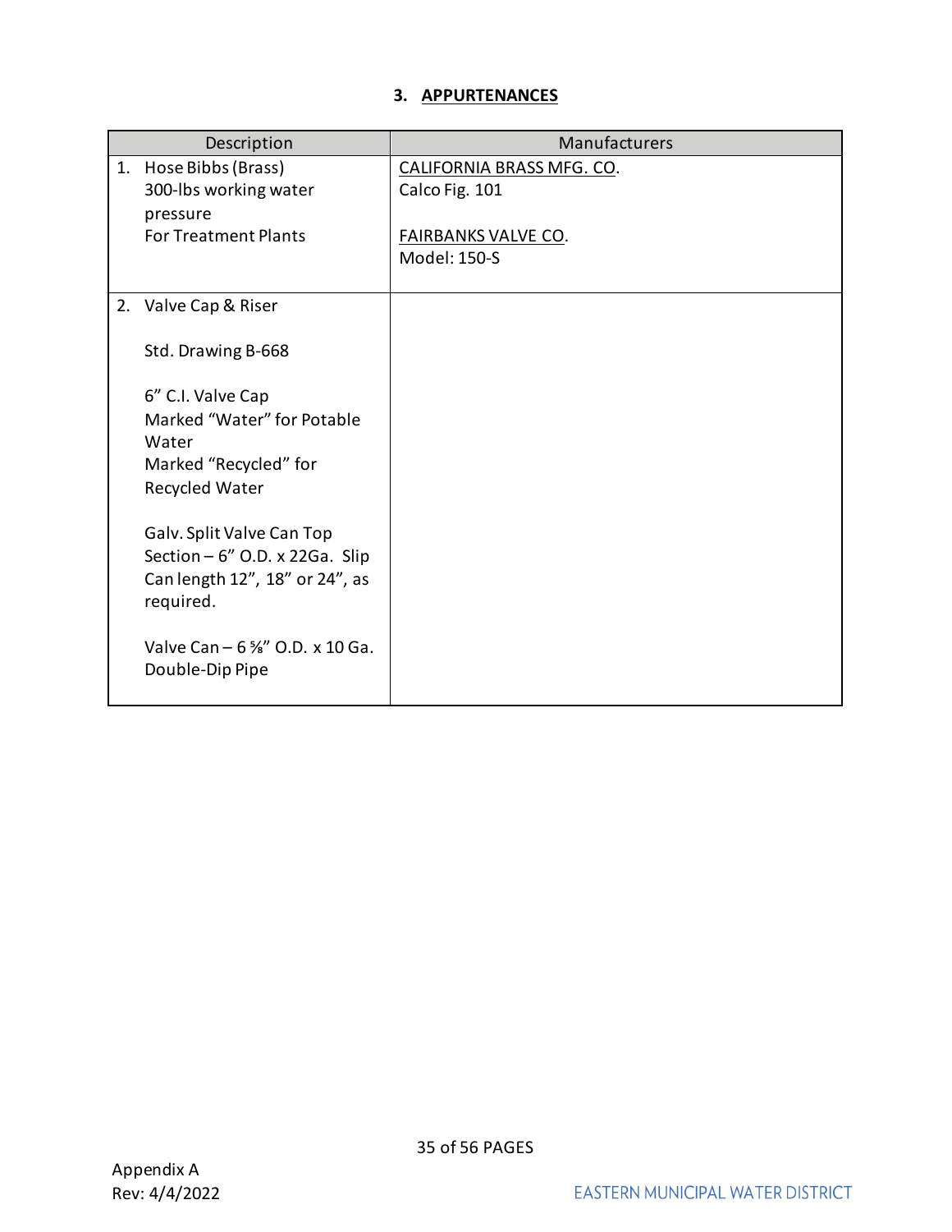### 3. APPURTENANCES

| Description | Manufacturers |
| --- | --- |
| 1. Hose Bibbs (Brass)<br>300-lbs working water pressure<br>For Treatment Plants | CALIFORNIA BRASS MFG. CO.<br>Calco Fig. 101<br><br>FAIRBANKS VALVE CO.<br>Model: 150-S |
| 2. Valve Cap & Riser<br><br>Std. Drawing B-668<br><br>6" C.I. Valve Cap<br>Marked "Water" for Potable Water<br>Marked "Recycled" for Recycled Water<br><br>Galv. Split Valve Can Top Section – 6" O.D. x 22Ga. Slip Can length 12", 18" or 24", as required.<br><br>Valve Can – 6 ⅝" O.D. x 10 Ga. Double-Dip Pipe | |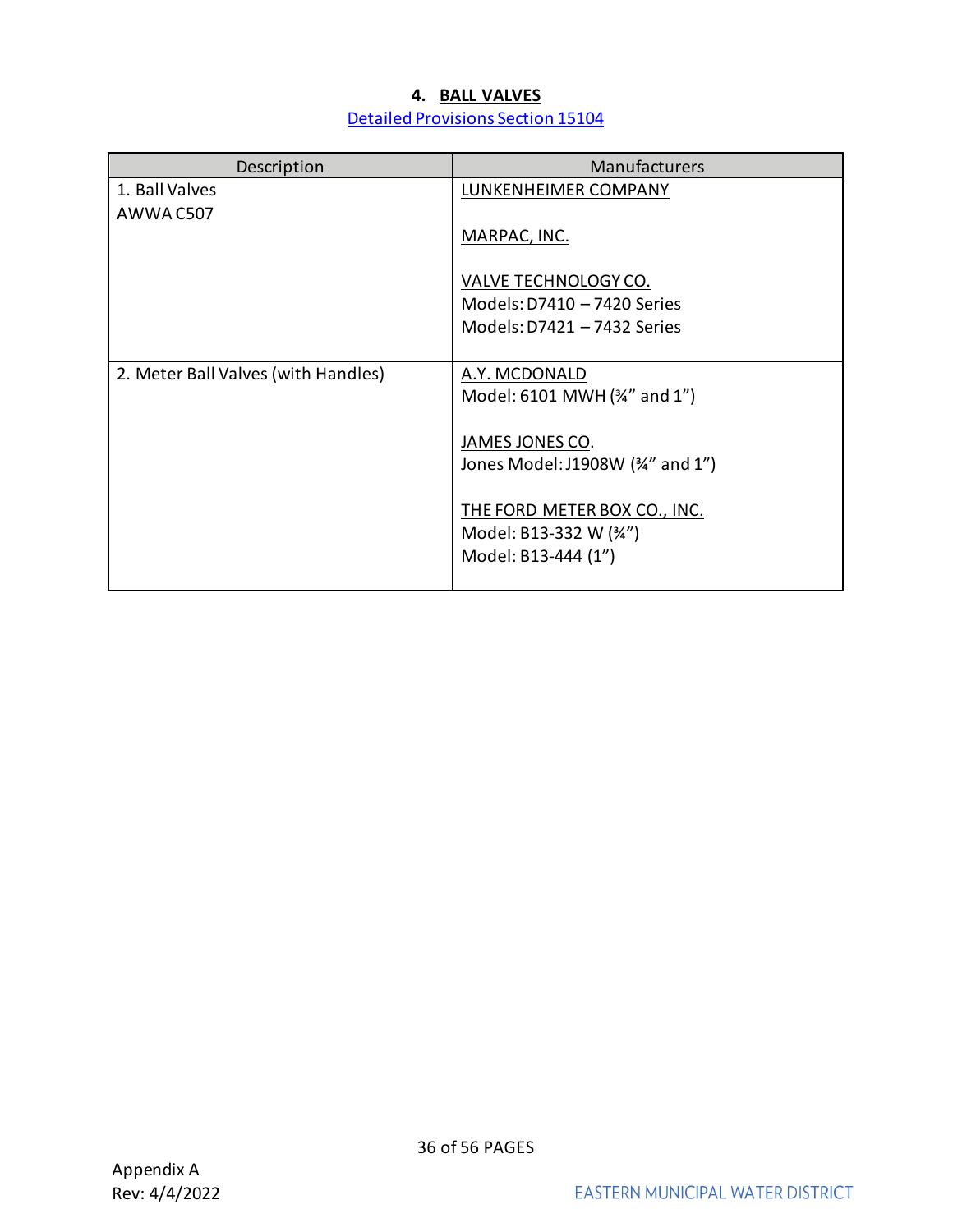## 4. BALL VALVES

Detailed Provisions Section 15104

| Description | Manufacturers |
|---|---|
| 1. Ball Valves<br>AWWA C507 | LUNKENHEIMER COMPANY<br><br>MARPAC, INC.<br><br>VALVE TECHNOLOGY CO.<br>Models: D7410 – 7420 Series<br>Models: D7421 – 7432 Series |
| 2. Meter Ball Valves (with Handles) | A.Y. MCDONALD<br>Model: 6101 MWH (¾" and 1")<br><br>JAMES JONES CO.<br>Jones Model: J1908W (¾" and 1")<br><br>THE FORD METER BOX CO., INC.<br>Model: B13-332 W (¾")<br>Model: B13-444 (1") |

Appendix A
Rev: 4/4/2022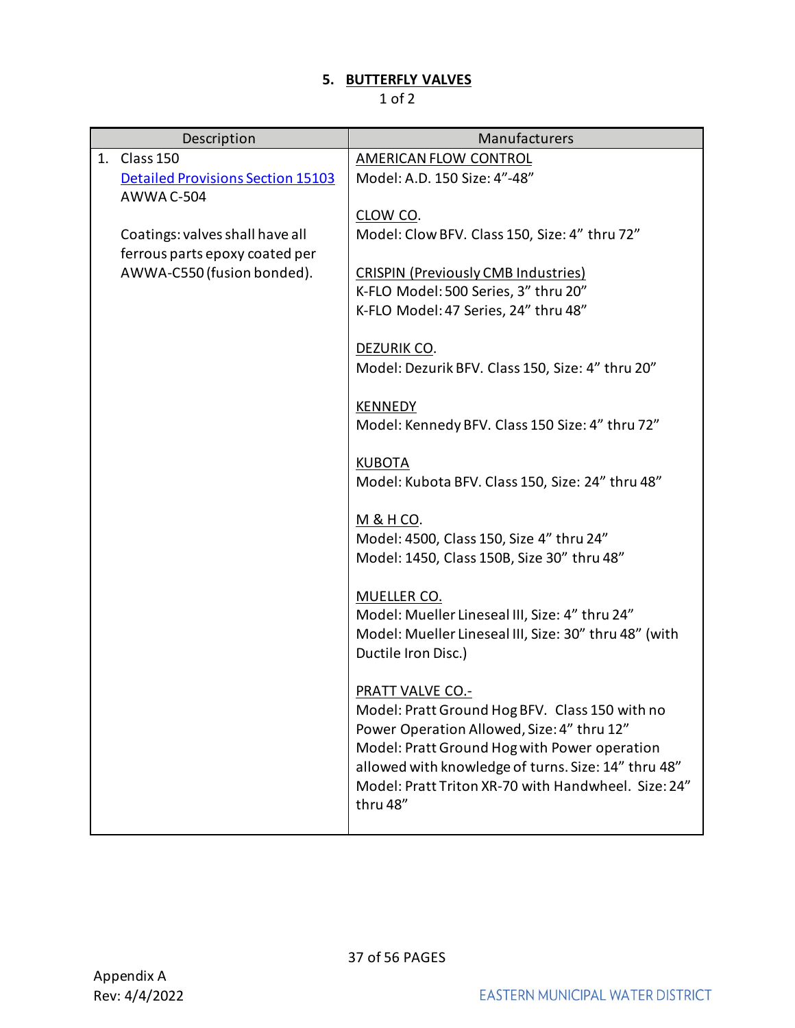### 5. BUTTERFLY VALVES

1 of 2

| Description | Manufacturers |
|---|---|
| 1. Class 150<br>Detailed Provisions Section 15103<br>AWWA C-504<br><br>Coatings: valves shall have all ferrous parts epoxy coated per AWWA-C550 (fusion bonded). | AMERICAN FLOW CONTROL<br>Model: A.D. 150 Size: 4"-48"<br><br>CLOW CO.<br>Model: Clow BFV. Class 150, Size: 4" thru 72"<br><br>CRISPIN (Previously CMB Industries)<br>K-FLO Model: 500 Series, 3" thru 20"<br>K-FLO Model: 47 Series, 24" thru 48"<br><br>DEZURIK CO.<br>Model: Dezurik BFV. Class 150, Size: 4" thru 20"<br><br>KENNEDY<br>Model: Kennedy BFV. Class 150 Size: 4" thru 72"<br><br>KUBOTA<br>Model: Kubota BFV. Class 150, Size: 24" thru 48"<br><br>M & H CO.<br>Model: 4500, Class 150, Size 4" thru 24"<br>Model: 1450, Class 150B, Size 30" thru 48"<br><br>MUELLER CO.<br>Model: Mueller Lineseal III, Size: 4" thru 24"<br>Model: Mueller Lineseal III, Size: 30" thru 48" (with Ductile Iron Disc.)<br><br>PRATT VALVE CO.-<br>Model: Pratt Ground Hog BFV. Class 150 with no Power Operation Allowed, Size: 4" thru 12"<br>Model: Pratt Ground Hog with Power operation allowed with knowledge of turns. Size: 14" thru 48"<br>Model: Pratt Triton XR-70 with Handwheel. Size: 24" thru 48" |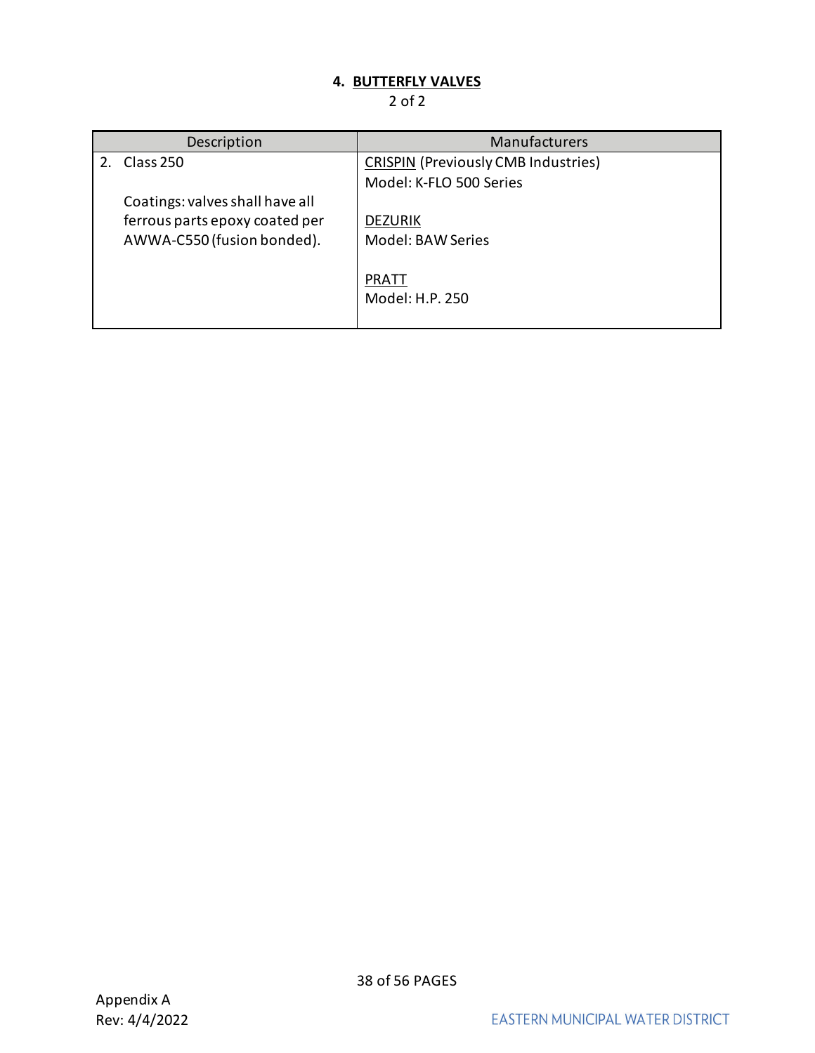#### 4. BUTTERFLY VALVES

2 of 2

| Description | Manufacturers |
|---|---|
| 2. Class 250<br><br>Coatings: valves shall have all ferrous parts epoxy coated per AWWA-C550 (fusion bonded). | CRISPIN (Previously CMB Industries)<br>Model: K-FLO 500 Series<br><br>DEZURIK<br>Model: BAW Series<br><br>PRATT<br>Model: H.P. 250 |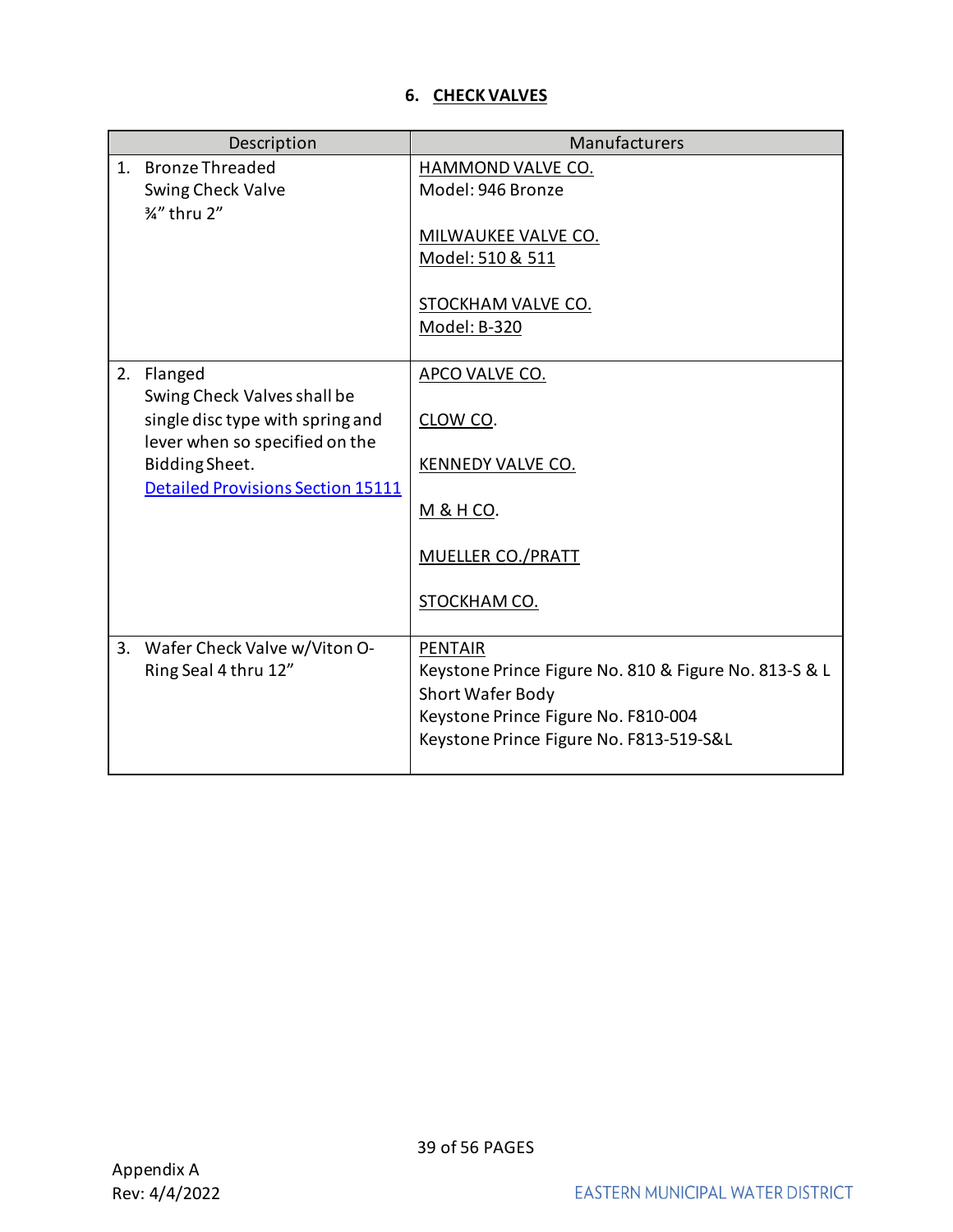## 6. CHECK VALVES

| Description | Manufacturers |
|---|---|
| 1. Bronze Threaded Swing Check Valve ¾" thru 2" | HAMMOND VALVE CO.<br>Model: 946 Bronze<br><br>MILWAUKEE VALVE CO.<br>Model: 510 & 511<br><br>STOCKHAM VALVE CO.<br>Model: B-320 |
| 2. Flanged Swing Check Valves shall be single disc type with spring and lever when so specified on the Bidding Sheet.<br>Detailed Provisions Section 15111 | APCO VALVE CO.<br><br>CLOW CO.<br><br>KENNEDY VALVE CO.<br><br>M & H CO.<br><br>MUELLER CO./PRATT<br><br>STOCKHAM CO. |
| 3. Wafer Check Valve w/Viton O-Ring Seal 4 thru 12" | PENTAIR<br>Keystone Prince Figure No. 810 & Figure No. 813-S & L Short Wafer Body<br>Keystone Prince Figure No. F810-004<br>Keystone Prince Figure No. F813-519-S&L |

Appendix A
Rev: 4/4/2022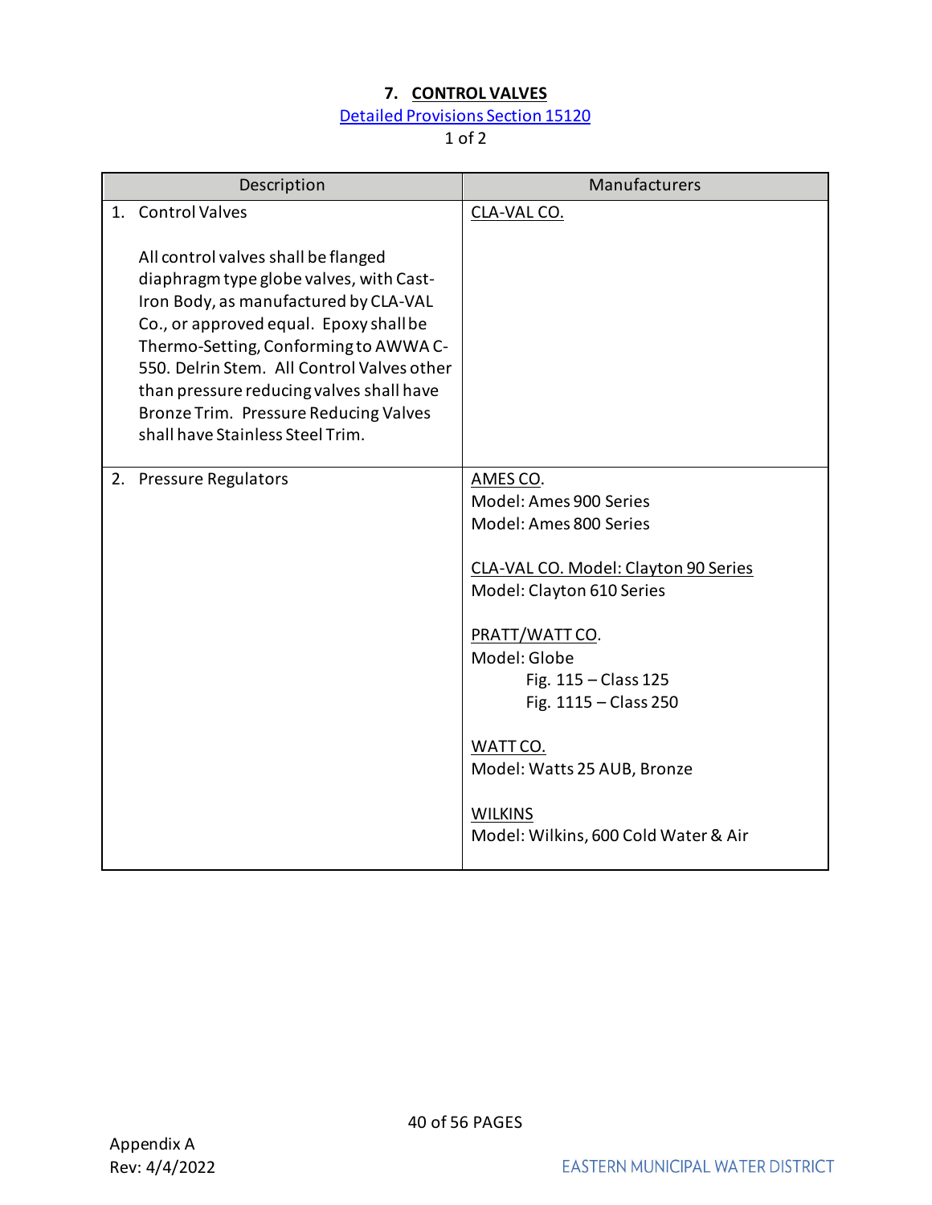# 7. CONTROL VALVES

Detailed Provisions Section 15120

1 of 2

| Description | Manufacturers |
|---|---|
| 1. Control Valves<br><br>All control valves shall be flanged diaphragm type globe valves, with Cast-Iron Body, as manufactured by CLA-VAL Co., or approved equal. Epoxy shall be Thermo-Setting, Conforming to AWWA C-550. Delrin Stem. All Control Valves other than pressure reducing valves shall have Bronze Trim. Pressure Reducing Valves shall have Stainless Steel Trim. | CLA-VAL CO. |
| 2. Pressure Regulators | AMES CO.<br>Model: Ames 900 Series<br>Model: Ames 800 Series<br><br>CLA-VAL CO. Model: Clayton 90 Series<br>Model: Clayton 610 Series<br><br>PRATT/WATT CO.<br>Model: Globe<br>Fig. 115 – Class 125<br>Fig. 1115 – Class 250<br><br>WATT CO.<br>Model: Watts 25 AUB, Bronze<br><br>WILKINS<br>Model: Wilkins, 600 Cold Water & Air |

Appendix A
Rev: 4/4/2022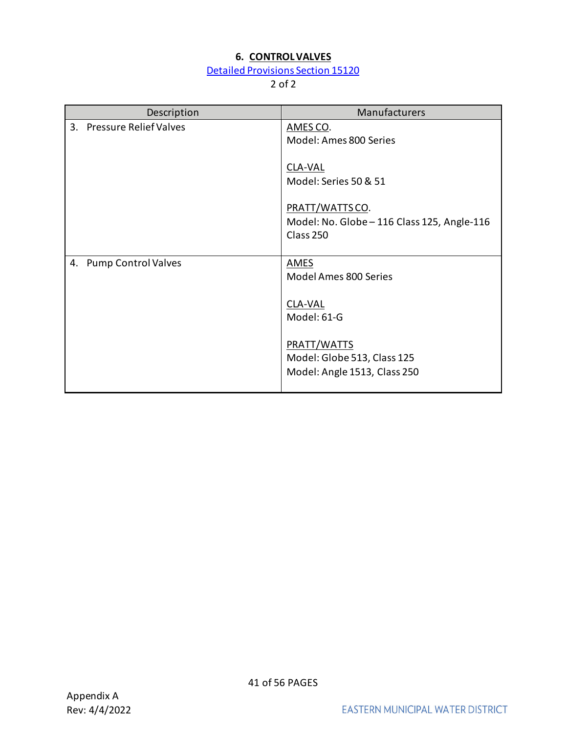**6. CONTROL VALVES**

Detailed Provisions Section 15120

2 of 2

| Description | Manufacturers |
| --- | --- |
| 3. Pressure Relief Valves | AMES CO.<br>Model: Ames 800 Series<br><br>CLA-VAL<br>Model: Series 50 & 51<br><br>PRATT/WATTS CO.<br>Model: No. Globe – 116 Class 125, Angle-116 Class 250 |
| 4. Pump Control Valves | AMES<br>Model Ames 800 Series<br><br>CLA-VAL<br>Model: 61-G<br><br>PRATT/WATTS<br>Model: Globe 513, Class 125<br>Model: Angle 1513, Class 250 |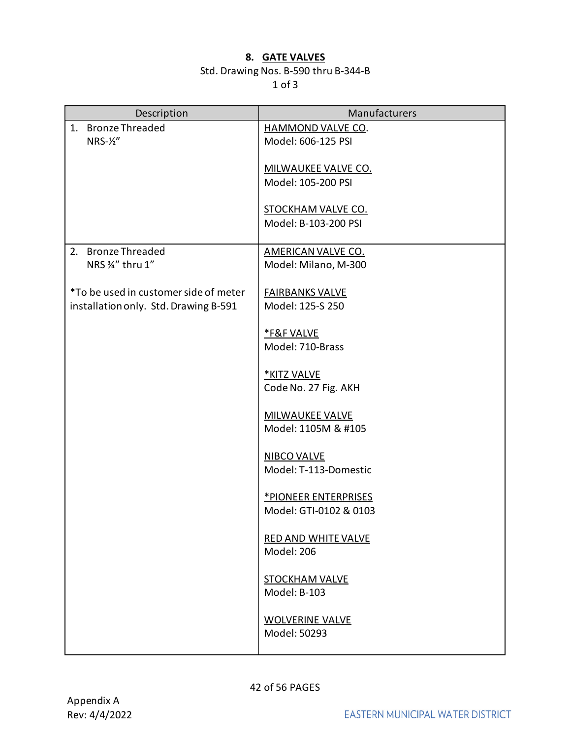## 8. GATE VALVES

Std. Drawing Nos. B-590 thru B-344-B

1 of 3

| Description | Manufacturers |
| --- | --- |
| 1. Bronze Threaded<br>NRS-½" | HAMMOND VALVE CO.<br>Model: 606-125 PSI<br><br>MILWAUKEE VALVE CO.<br>Model: 105-200 PSI<br><br>STOCKHAM VALVE CO.<br>Model: B-103-200 PSI |
| 2. Bronze Threaded<br>NRS ¾" thru 1"<br><br>*To be used in customer side of meter installation only. Std. Drawing B-591 | AMERICAN VALVE CO.<br>Model: Milano, M-300<br><br>FAIRBANKS VALVE<br>Model: 125-S 250<br><br>*F&F VALVE<br>Model: 710-Brass<br><br>*KITZ VALVE<br>Code No. 27 Fig. AKH<br><br>MILWAUKEE VALVE<br>Model: 1105M & #105<br><br>NIBCO VALVE<br>Model: T-113-Domestic<br><br>*PIONEER ENTERPRISES<br>Model: GTI-0102 & 0103<br><br>RED AND WHITE VALVE<br>Model: 206<br><br>STOCKHAM VALVE<br>Model: B-103<br><br>WOLVERINE VALVE<br>Model: 50293 |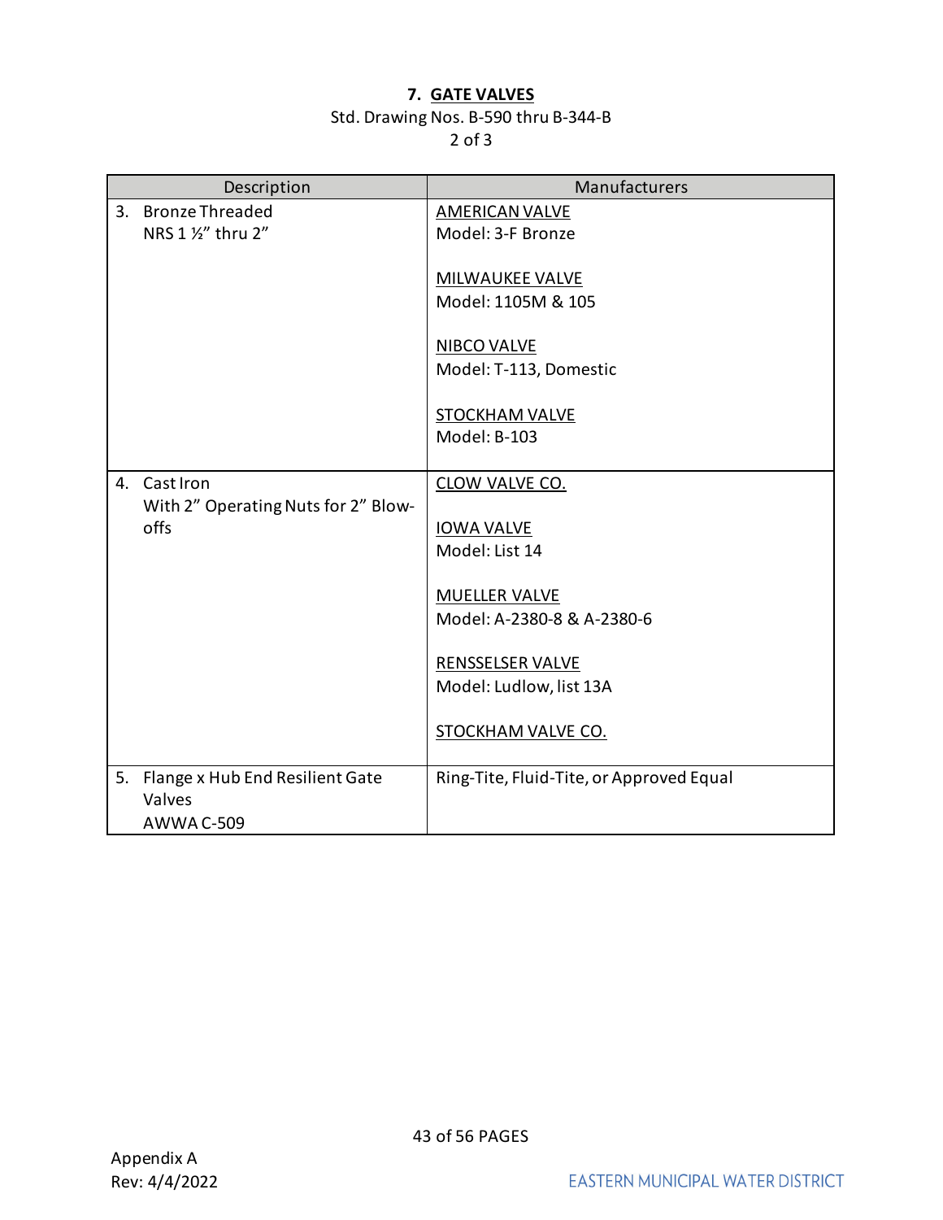## 7. GATE VALVES

Std. Drawing Nos. B-590 thru B-344-B

2 of 3

| Description | Manufacturers |
|---|---|
| 3. Bronze Threaded<br>NRS 1 ½" thru 2" | AMERICAN VALVE<br>Model: 3-F Bronze<br><br>MILWAUKEE VALVE<br>Model: 1105M & 105<br><br>NIBCO VALVE<br>Model: T-113, Domestic<br><br>STOCKHAM VALVE<br>Model: B-103 |
| 4. Cast Iron<br>With 2" Operating Nuts for 2" Blow-offs | CLOW VALVE CO.<br><br>IOWA VALVE<br>Model: List 14<br><br>MUELLER VALVE<br>Model: A-2380-8 & A-2380-6<br><br>RENSSELSER VALVE<br>Model: Ludlow, list 13A<br><br>STOCKHAM VALVE CO. |
| 5. Flange x Hub End Resilient Gate Valves<br>AWWA C-509 | Ring-Tite, Fluid-Tite, or Approved Equal |

Appendix A
Rev: 4/4/2022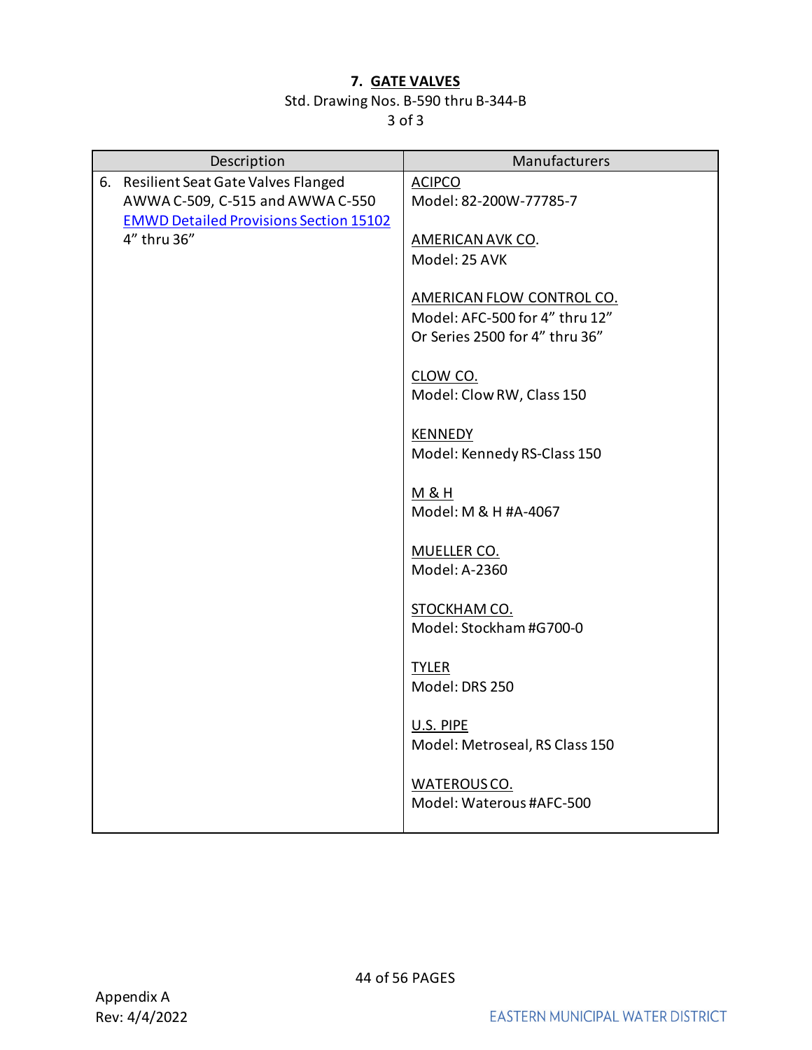# 7. GATE VALVES

Std. Drawing Nos. B-590 thru B-344-B

3 of 3

| Description | Manufacturers |
|---|---|
| 6. Resilient Seat Gate Valves Flanged AWWA C-509, C-515 and AWWA C-550 [EMWD Detailed Provisions Section 15102] 4" thru 36" | ACIPCO<br>Model: 82-200W-77785-7<br><br>AMERICAN AVK CO.<br>Model: 25 AVK<br><br>AMERICAN FLOW CONTROL CO.<br>Model: AFC-500 for 4" thru 12"<br>Or Series 2500 for 4" thru 36"<br><br>CLOW CO.<br>Model: Clow RW, Class 150<br><br>KENNEDY<br>Model: Kennedy RS-Class 150<br><br>M & H<br>Model: M & H #A-4067<br><br>MUELLER CO.<br>Model: A-2360<br><br>STOCKHAM CO.<br>Model: Stockham #G700-0<br><br>TYLER<br>Model: DRS 250<br><br>U.S. PIPE<br>Model: Metroseal, RS Class 150<br><br>WATEROUS CO.<br>Model: Waterous #AFC-500 |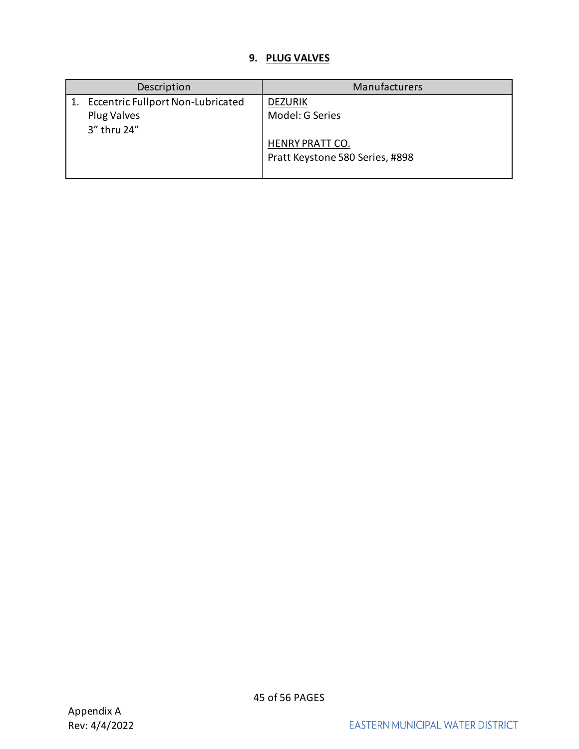## 9. PLUG VALVES

| Description | Manufacturers |
|---|---|
| 1. Eccentric Fullport Non-Lubricated Plug Valves<br>3" thru 24" | DEZURIK<br>Model: G Series<br><br>HENRY PRATT CO.<br>Pratt Keystone 580 Series, #898 |

Appendix A
Rev: 4/4/2022

EASTERN MUNICIPAL WATER DISTRICT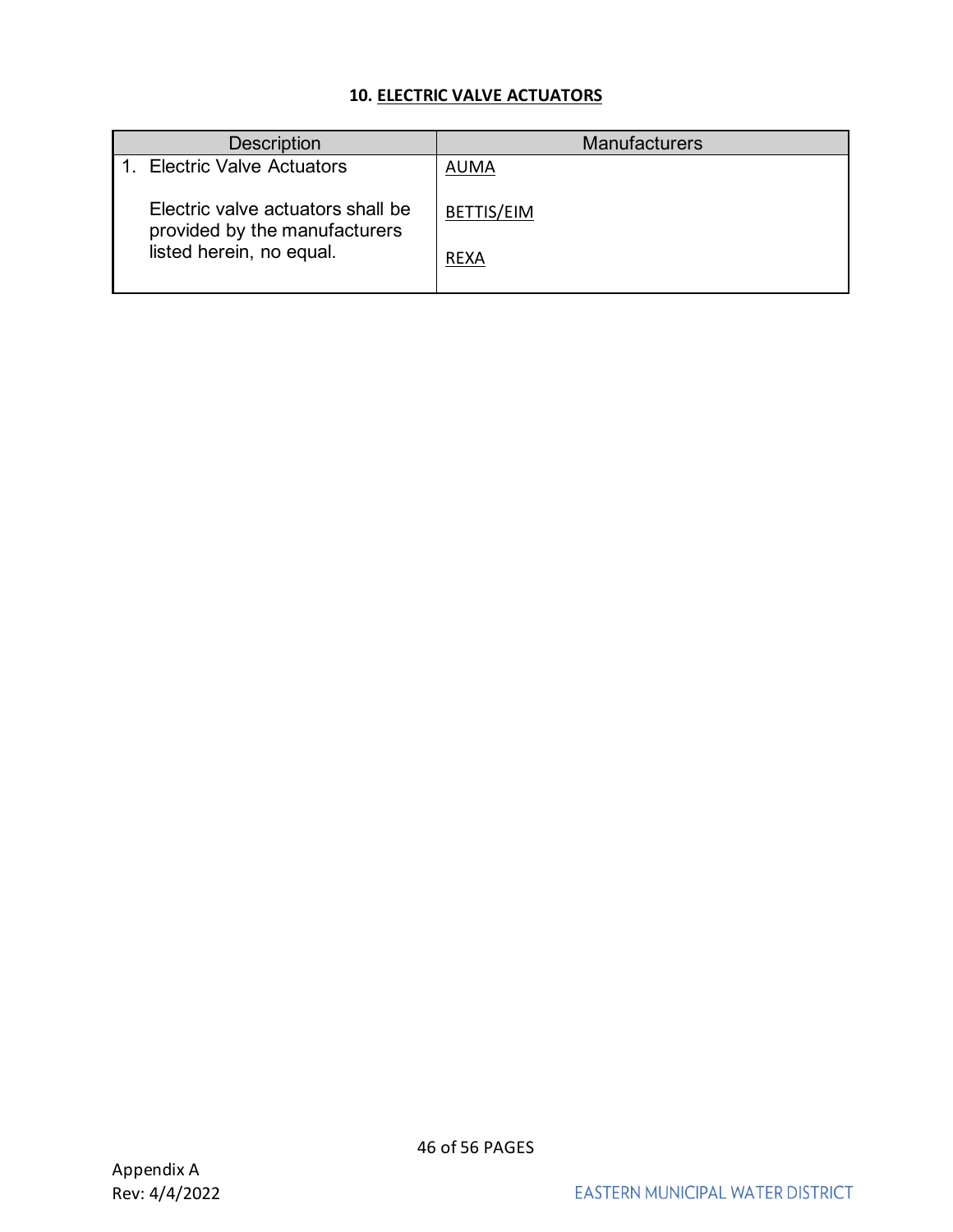## 10. ELECTRIC VALVE ACTUATORS

| Description | Manufacturers |
|---|---|
| 1. Electric Valve Actuators<br><br>Electric valve actuators shall be provided by the manufacturers listed herein, no equal. | AUMA<br><br>BETTIS/EIM<br><br>REXA |

Appendix A
Rev: 4/4/2022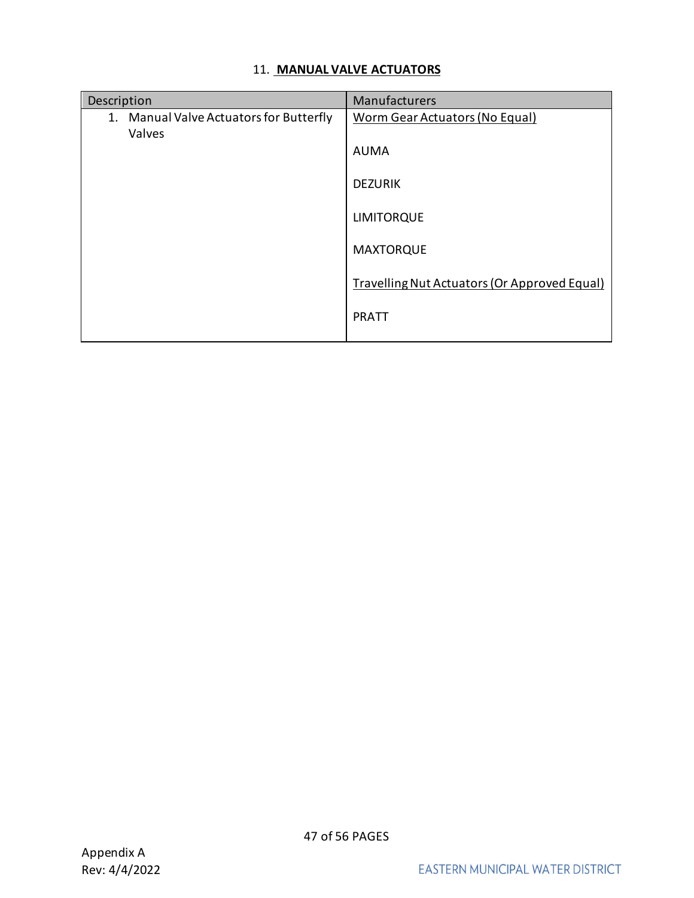## 11. **MANUAL VALVE ACTUATORS**

| Description | Manufacturers |
|---|---|
| 1. Manual Valve Actuators for Butterfly Valves | Worm Gear Actuators (No Equal)<br><br>AUMA<br><br>DEZURIK<br><br>LIMITORQUE<br><br>MAXTORQUE<br><br>Travelling Nut Actuators (Or Approved Equal)<br><br>PRATT |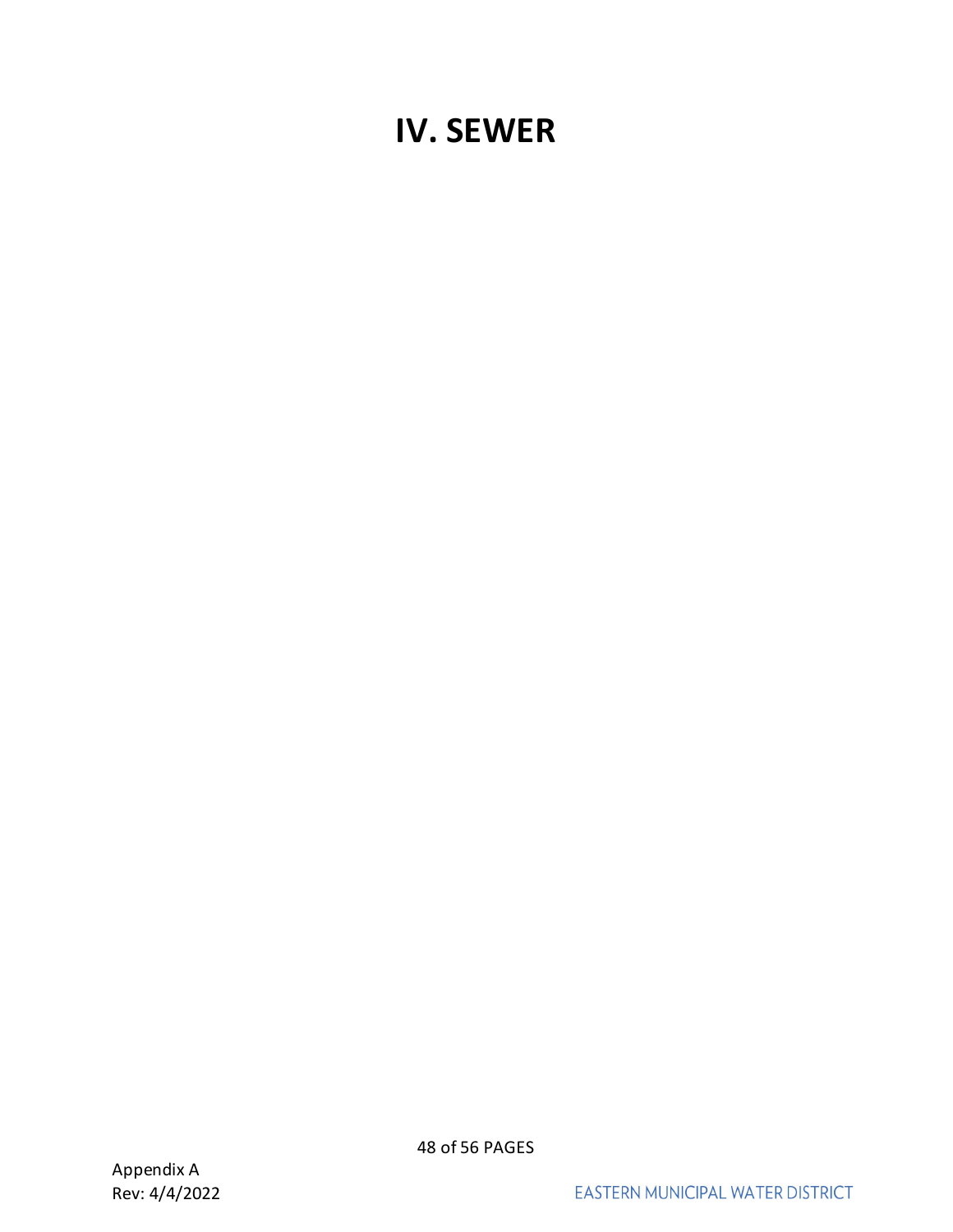# IV. SEWER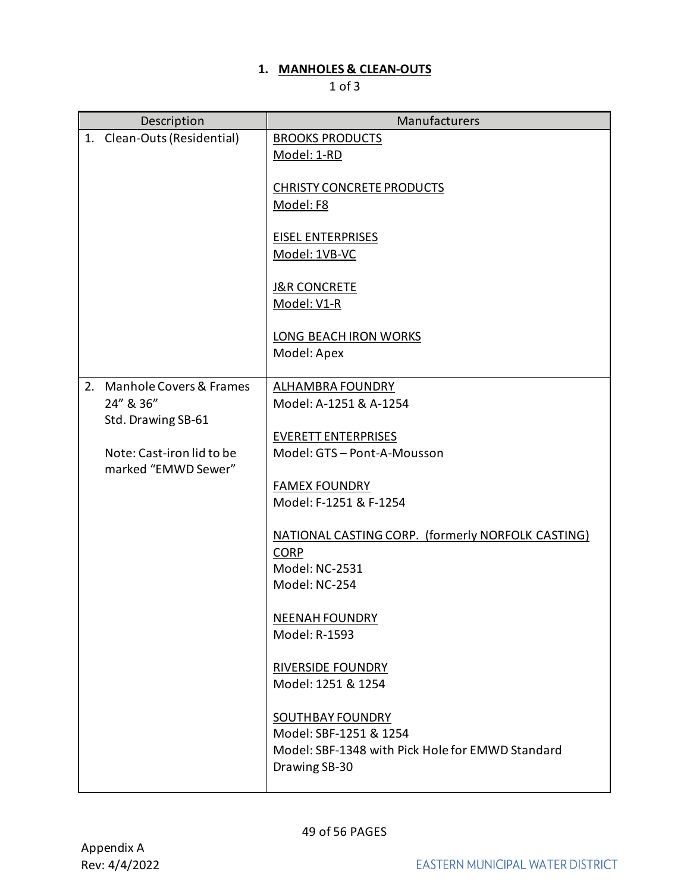## 1. MANHOLES & CLEAN-OUTS

1 of 3

| Description | Manufacturers |
|---|---|
| 1. Clean-Outs (Residential) | BROOKS PRODUCTS<br>Model: 1-RD<br><br>CHRISTY CONCRETE PRODUCTS<br>Model: F8<br><br>EISEL ENTERPRISES<br>Model: 1VB-VC<br><br>J&R CONCRETE<br>Model: V1-R<br><br>LONG BEACH IRON WORKS<br>Model: Apex |
| 2. Manhole Covers & Frames 24" & 36"<br>Std. Drawing SB-61<br><br>Note: Cast-iron lid to be marked "EMWD Sewer" | ALHAMBRA FOUNDRY<br>Model: A-1251 & A-1254<br><br>EVERETT ENTERPRISES<br>Model: GTS – Pont-A-Mousson<br><br>FAMEX FOUNDRY<br>Model: F-1251 & F-1254<br><br>NATIONAL CASTING CORP. (formerly NORFOLK CASTING) CORP<br>Model: NC-2531<br>Model: NC-254<br><br>NEENAH FOUNDRY<br>Model: R-1593<br><br>RIVERSIDE FOUNDRY<br>Model: 1251 & 1254<br><br>SOUTHBAY FOUNDRY<br>Model: SBF-1251 & 1254<br>Model: SBF-1348 with Pick Hole for EMWD Standard Drawing SB-30 |

Appendix A
Rev: 4/4/2022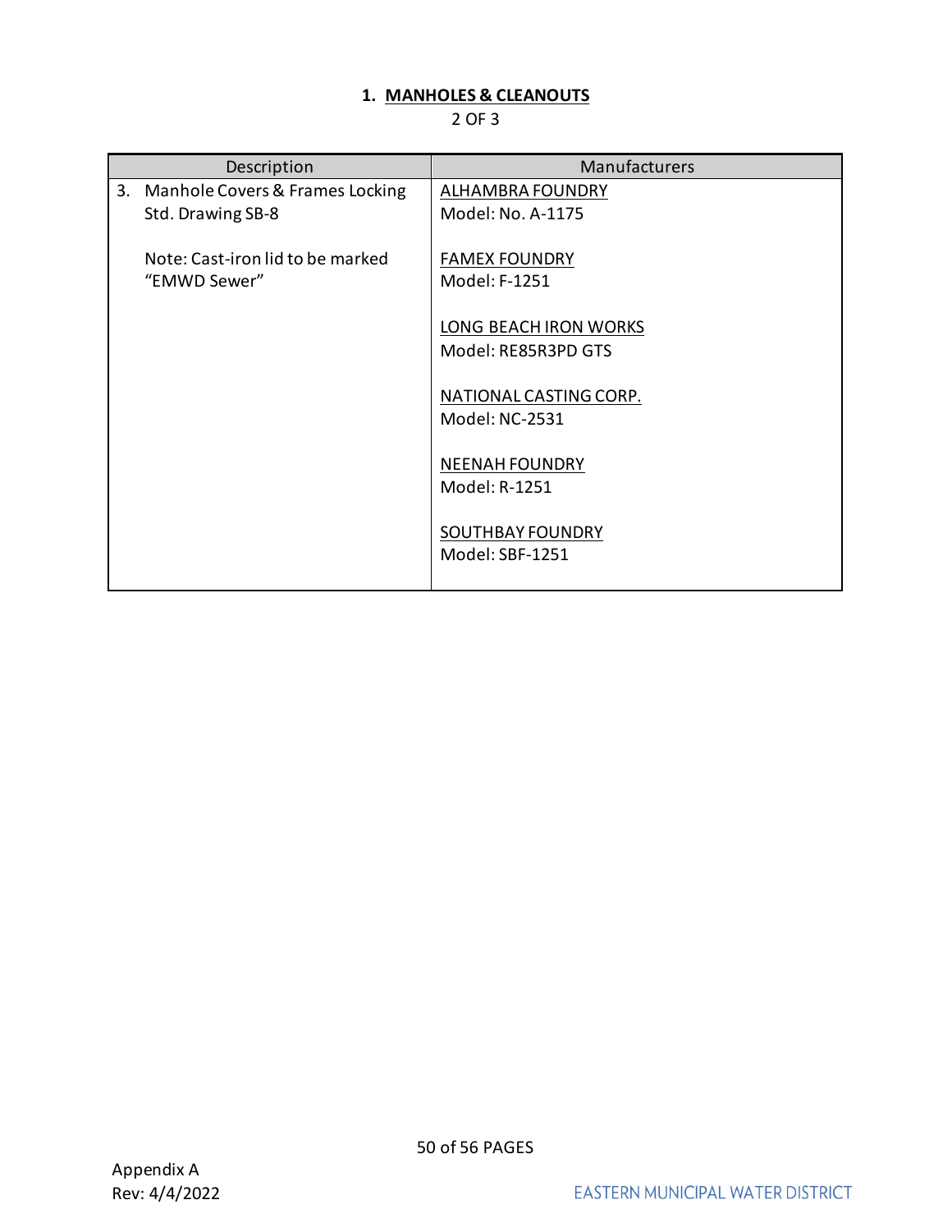## 1. MANHOLES & CLEANOUTS

2 OF 3

| Description | Manufacturers |
|---|---|
| 3. Manhole Covers & Frames Locking Std. Drawing SB-8<br><br>Note: Cast-iron lid to be marked "EMWD Sewer" | ALHAMBRA FOUNDRY<br>Model: No. A-1175<br><br>FAMEX FOUNDRY<br>Model: F-1251<br><br>LONG BEACH IRON WORKS<br>Model: RE85R3PD GTS<br><br>NATIONAL CASTING CORP.<br>Model: NC-2531<br><br>NEENAH FOUNDRY<br>Model: R-1251<br><br>SOUTHBAY FOUNDRY<br>Model: SBF-1251 |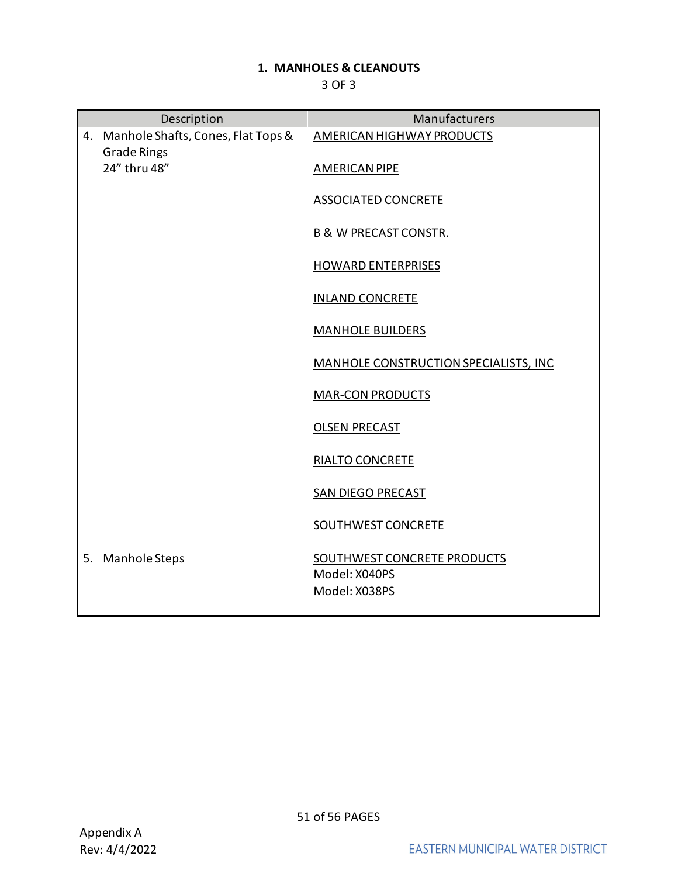## 1. MANHOLES & CLEANOUTS

3 OF 3

| Description | Manufacturers |
|---|---|
| 4. Manhole Shafts, Cones, Flat Tops & Grade Rings 24" thru 48" | AMERICAN HIGHWAY PRODUCTS<br><br>AMERICAN PIPE<br><br>ASSOCIATED CONCRETE<br><br>B & W PRECAST CONSTR.<br><br>HOWARD ENTERPRISES<br><br>INLAND CONCRETE<br><br>MANHOLE BUILDERS<br><br>MANHOLE CONSTRUCTION SPECIALISTS, INC<br><br>MAR-CON PRODUCTS<br><br>OLSEN PRECAST<br><br>RIALTO CONCRETE<br><br>SAN DIEGO PRECAST<br><br>SOUTHWEST CONCRETE |
| 5. Manhole Steps | SOUTHWEST CONCRETE PRODUCTS<br>Model: X040PS<br>Model: X038PS |

Appendix A
Rev: 4/4/2022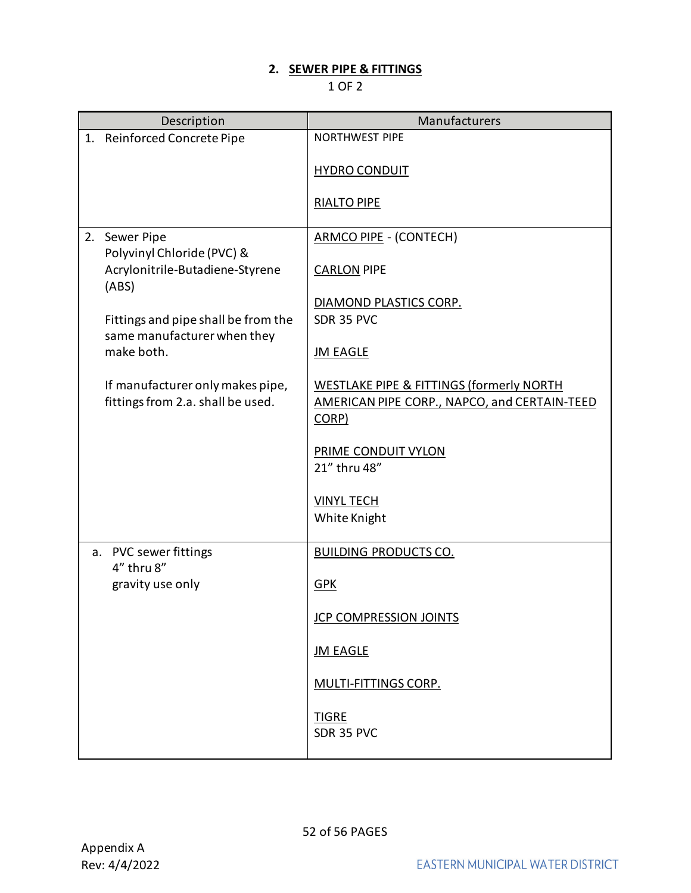## 2. SEWER PIPE & FITTINGS

1 OF 2

| Description | Manufacturers |
|---|---|
| 1. Reinforced Concrete Pipe | NORTHWEST PIPE<br><br>HYDRO CONDUIT<br><br>RIALTO PIPE |
| 2. Sewer Pipe<br>Polyvinyl Chloride (PVC) & Acrylonitrile-Butadiene-Styrene (ABS)<br><br>Fittings and pipe shall be from the same manufacturer when they make both.<br><br>If manufacturer only makes pipe, fittings from 2.a. shall be used. | ARMCO PIPE - (CONTECH)<br><br>CARLON PIPE<br><br>DIAMOND PLASTICS CORP.<br>SDR 35 PVC<br><br>JM EAGLE<br><br>WESTLAKE PIPE & FITTINGS (formerly NORTH AMERICAN PIPE CORP., NAPCO, and CERTAIN-TEED CORP)<br><br>PRIME CONDUIT VYLON<br>21" thru 48"<br><br>VINYL TECH<br>White Knight |
| a. PVC sewer fittings<br>4" thru 8"<br>gravity use only | BUILDING PRODUCTS CO.<br><br>GPK<br><br>JCP COMPRESSION JOINTS<br><br>JM EAGLE<br><br>MULTI-FITTINGS CORP.<br><br>TIGRE<br>SDR 35 PVC |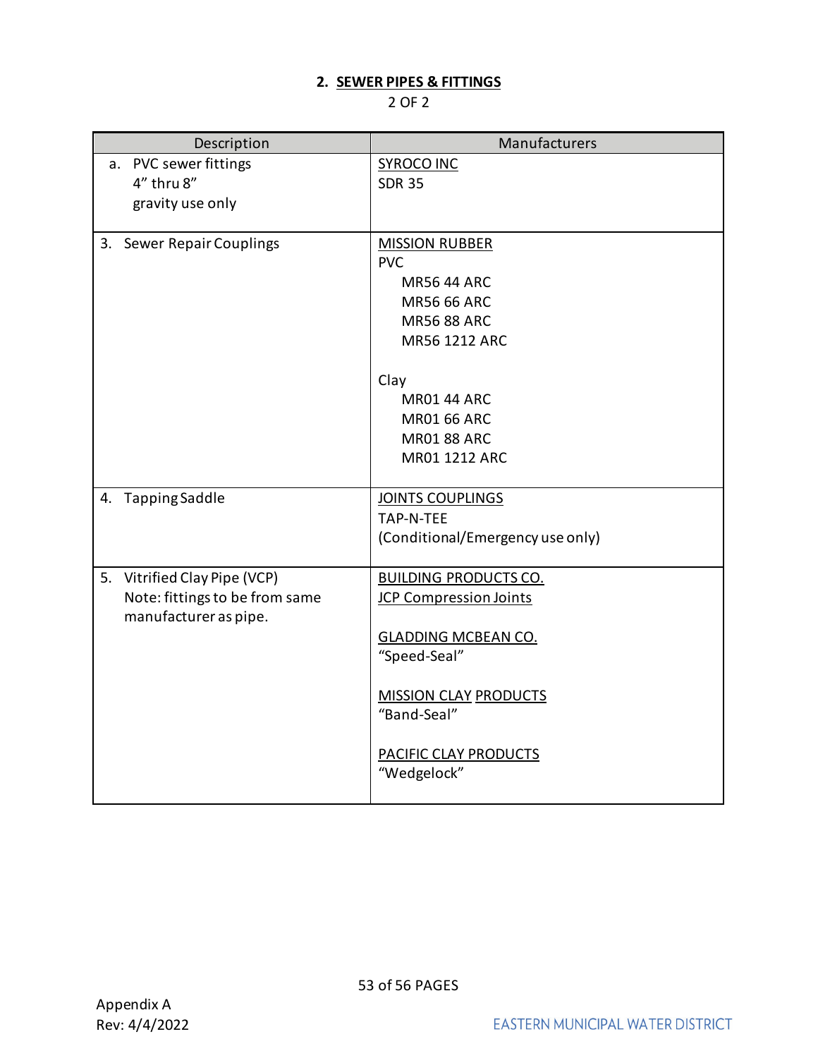## 2. SEWER PIPES & FITTINGS

2 OF 2

| Description | Manufacturers |
|---|---|
| a. PVC sewer fittings<br>4" thru 8"<br>gravity use only | SYROCO INC<br>SDR 35 |
| 3. Sewer Repair Couplings | MISSION RUBBER<br>PVC<br>MR56 44 ARC<br>MR56 66 ARC<br>MR56 88 ARC<br>MR56 1212 ARC<br><br>Clay<br>MR01 44 ARC<br>MR01 66 ARC<br>MR01 88 ARC<br>MR01 1212 ARC |
| 4. Tapping Saddle | JOINTS COUPLINGS<br>TAP-N-TEE<br>(Conditional/Emergency use only) |
| 5. Vitrified Clay Pipe (VCP)<br>Note: fittings to be from same manufacturer as pipe. | BUILDING PRODUCTS CO.<br>JCP Compression Joints<br><br>GLADDING MCBEAN CO.<br>"Speed-Seal"<br><br>MISSION CLAY PRODUCTS<br>"Band-Seal"<br><br>PACIFIC CLAY PRODUCTS<br>"Wedgelock" |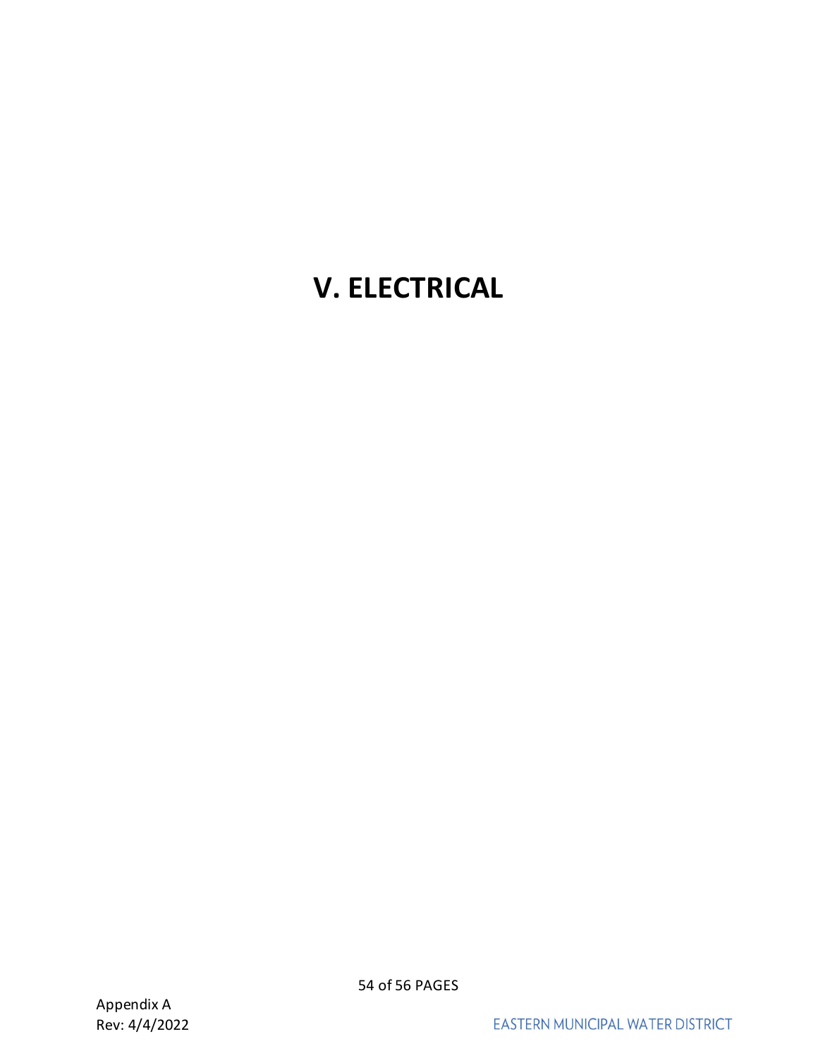# V. ELECTRICAL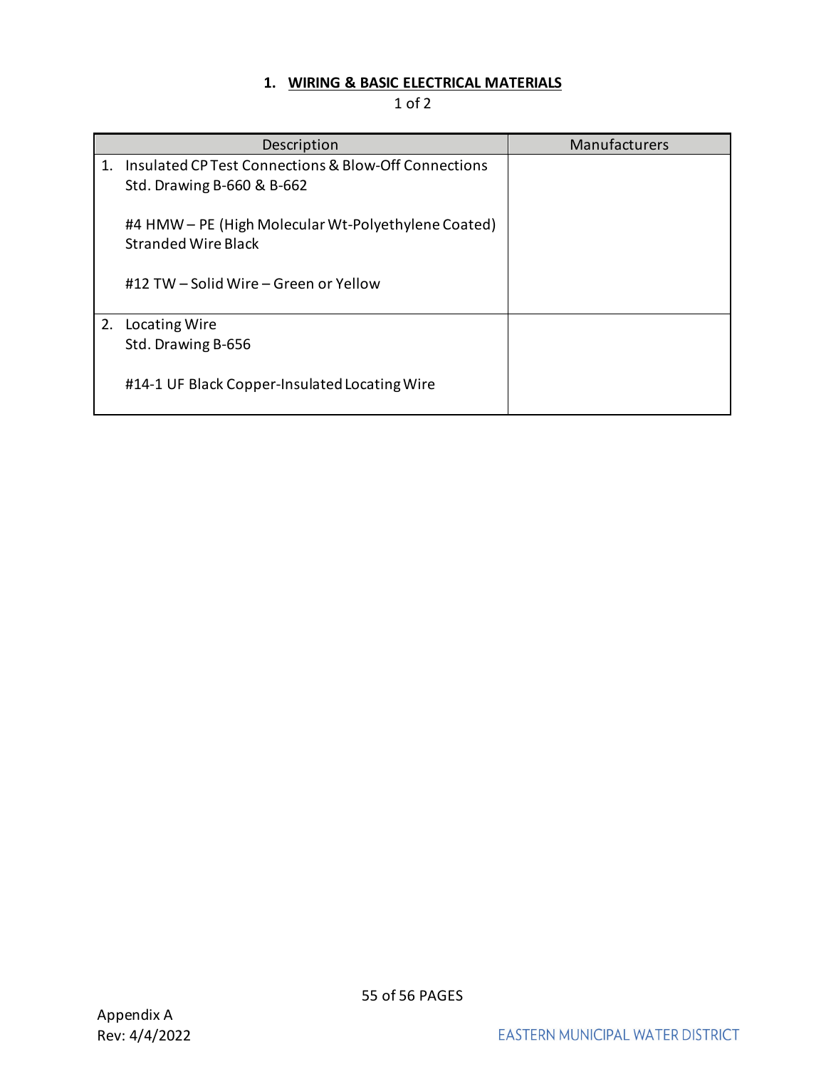## 1. WIRING & BASIC ELECTRICAL MATERIALS

1 of 2

| Description | Manufacturers |
|---|---|
| 1. Insulated CP Test Connections & Blow-Off Connections<br>Std. Drawing B-660 & B-662<br><br>#4 HMW – PE (High Molecular Wt-Polyethylene Coated) Stranded Wire Black<br><br>#12 TW – Solid Wire – Green or Yellow | |
| 2. Locating Wire<br>Std. Drawing B-656<br><br>#14-1 UF Black Copper-Insulated Locating Wire | |

Appendix A
Rev: 4/4/2022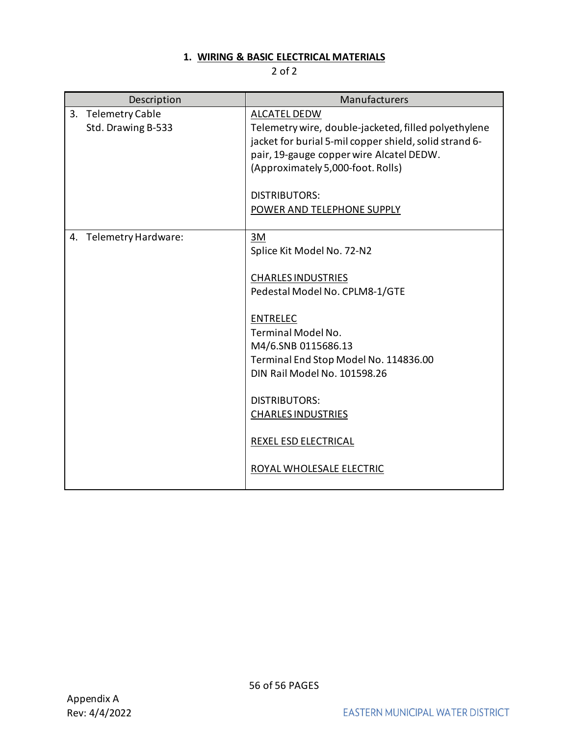# 1. WIRING & BASIC ELECTRICAL MATERIALS

2 of 2

| Description | Manufacturers |
|---|---|
| 3. Telemetry Cable<br>Std. Drawing B-533 | <u>ALCATEL DEDW</u><br>Telemetry wire, double-jacketed, filled polyethylene jacket for burial 5-mil copper shield, solid strand 6-pair, 19-gauge copper wire Alcatel DEDW. (Approximately 5,000-foot. Rolls)<br><br>DISTRIBUTORS:<br><u>POWER AND TELEPHONE SUPPLY</u> |
| 4. Telemetry Hardware: | <u>3M</u><br>Splice Kit Model No. 72-N2<br><br><u>CHARLES INDUSTRIES</u><br>Pedestal Model No. CPLM8-1/GTE<br><br><u>ENTRELEC</u><br>Terminal Model No.<br>M4/6.SNB 0115686.13<br>Terminal End Stop Model No. 114836.00<br>DIN Rail Model No. 101598.26<br><br>DISTRIBUTORS:<br><u>CHARLES INDUSTRIES</u><br><br><u>REXEL ESD ELECTRICAL</u><br><br><u>ROYAL WHOLESALE ELECTRIC</u> |